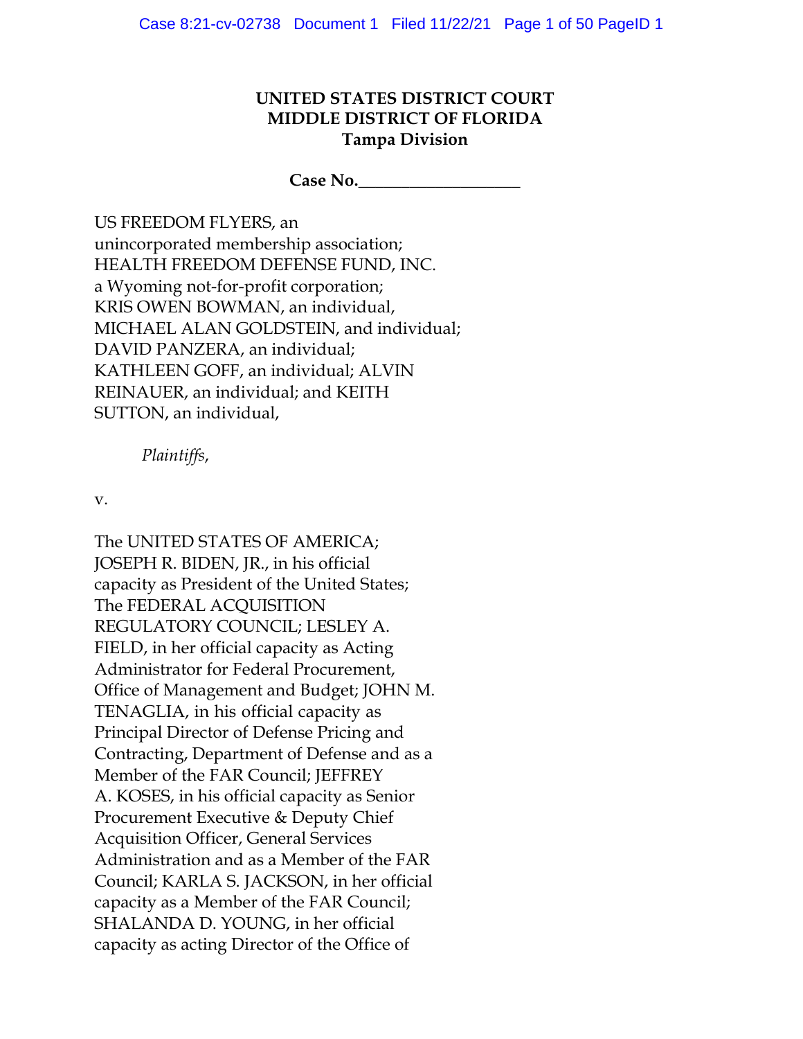**UNITED STATES DISTRICT COURT**
**MIDDLE DISTRICT OF FLORIDA**
**Tampa Division**

**Case No.__________________**

US FREEDOM FLYERS, an unincorporated membership association; HEALTH FREEDOM DEFENSE FUND, INC. a Wyoming not-for-profit corporation; KRIS OWEN BOWMAN, an individual, MICHAEL ALAN GOLDSTEIN, and individual; DAVID PANZERA, an individual; KATHLEEN GOFF, an individual; ALVIN REINAUER, an individual; and KEITH SUTTON, an individual,

*Plaintiffs*,

v.

The UNITED STATES OF AMERICA; JOSEPH R. BIDEN, JR., in his official capacity as President of the United States; The FEDERAL ACQUISITION REGULATORY COUNCIL; LESLEY A. FIELD, in her official capacity as Acting Administrator for Federal Procurement, Office of Management and Budget; JOHN M. TENAGLIA, in his official capacity as Principal Director of Defense Pricing and Contracting, Department of Defense and as a Member of the FAR Council; JEFFREY A. KOSES, in his official capacity as Senior Procurement Executive & Deputy Chief Acquisition Officer, General Services Administration and as a Member of the FAR Council; KARLA S. JACKSON, in her official capacity as a Member of the FAR Council; SHALANDA D. YOUNG, in her official capacity as acting Director of the Office of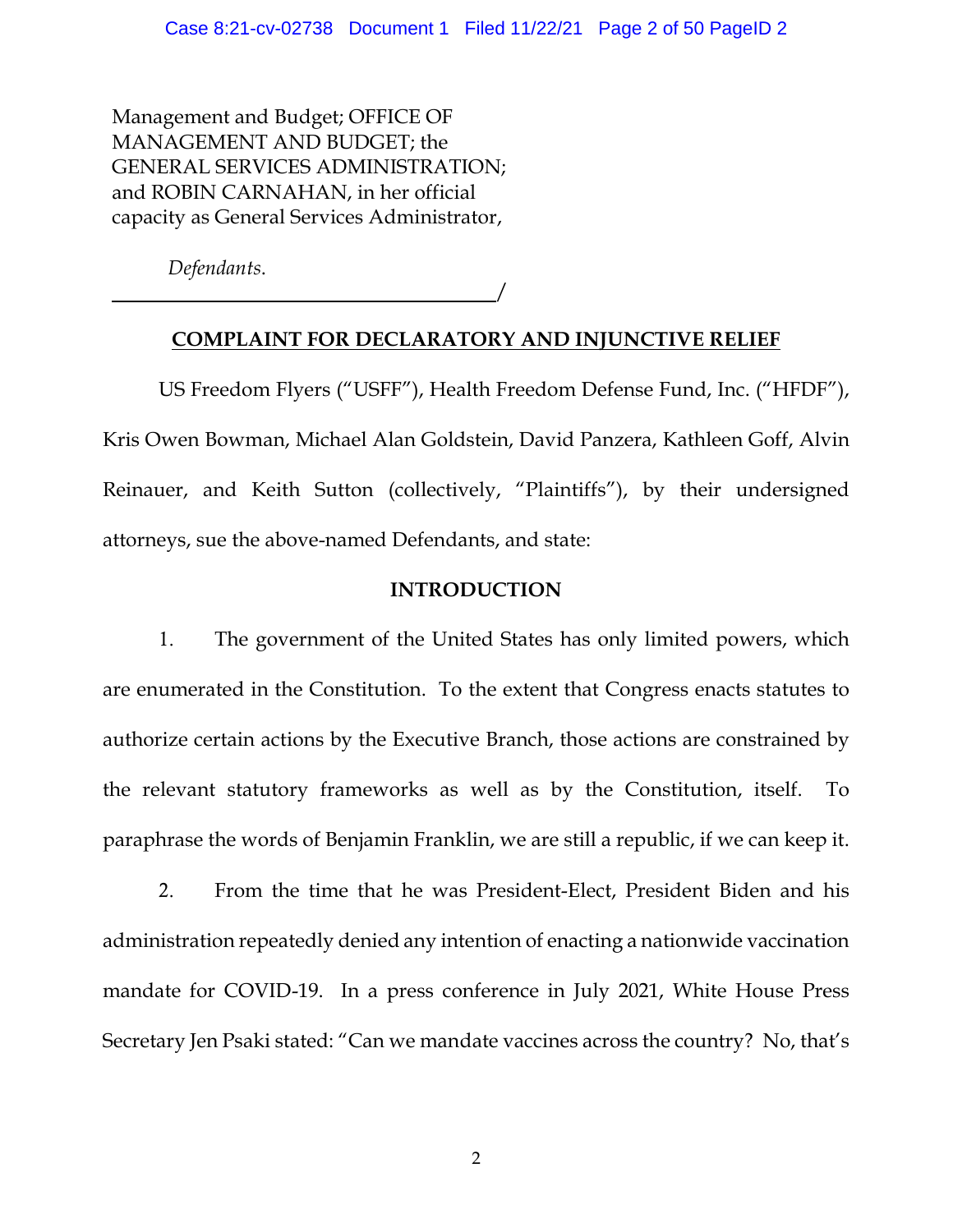Management and Budget; OFFICE OF MANAGEMENT AND BUDGET; the GENERAL SERVICES ADMINISTRATION; and ROBIN CARNAHAN, in her official capacity as General Services Administrator,

*Defendants*.

______________________________________/

## COMPLAINT FOR DECLARATORY AND INJUNCTIVE RELIEF

US Freedom Flyers ("USFF"), Health Freedom Defense Fund, Inc. ("HFDF"), Kris Owen Bowman, Michael Alan Goldstein, David Panzera, Kathleen Goff, Alvin Reinauer, and Keith Sutton (collectively, "Plaintiffs"), by their undersigned attorneys, sue the above-named Defendants, and state:

## INTRODUCTION

1. The government of the United States has only limited powers, which are enumerated in the Constitution. To the extent that Congress enacts statutes to authorize certain actions by the Executive Branch, those actions are constrained by the relevant statutory frameworks as well as by the Constitution, itself. To paraphrase the words of Benjamin Franklin, we are still a republic, if we can keep it.

2. From the time that he was President-Elect, President Biden and his administration repeatedly denied any intention of enacting a nationwide vaccination mandate for COVID-19. In a press conference in July 2021, White House Press Secretary Jen Psaki stated: "Can we mandate vaccines across the country? No, that's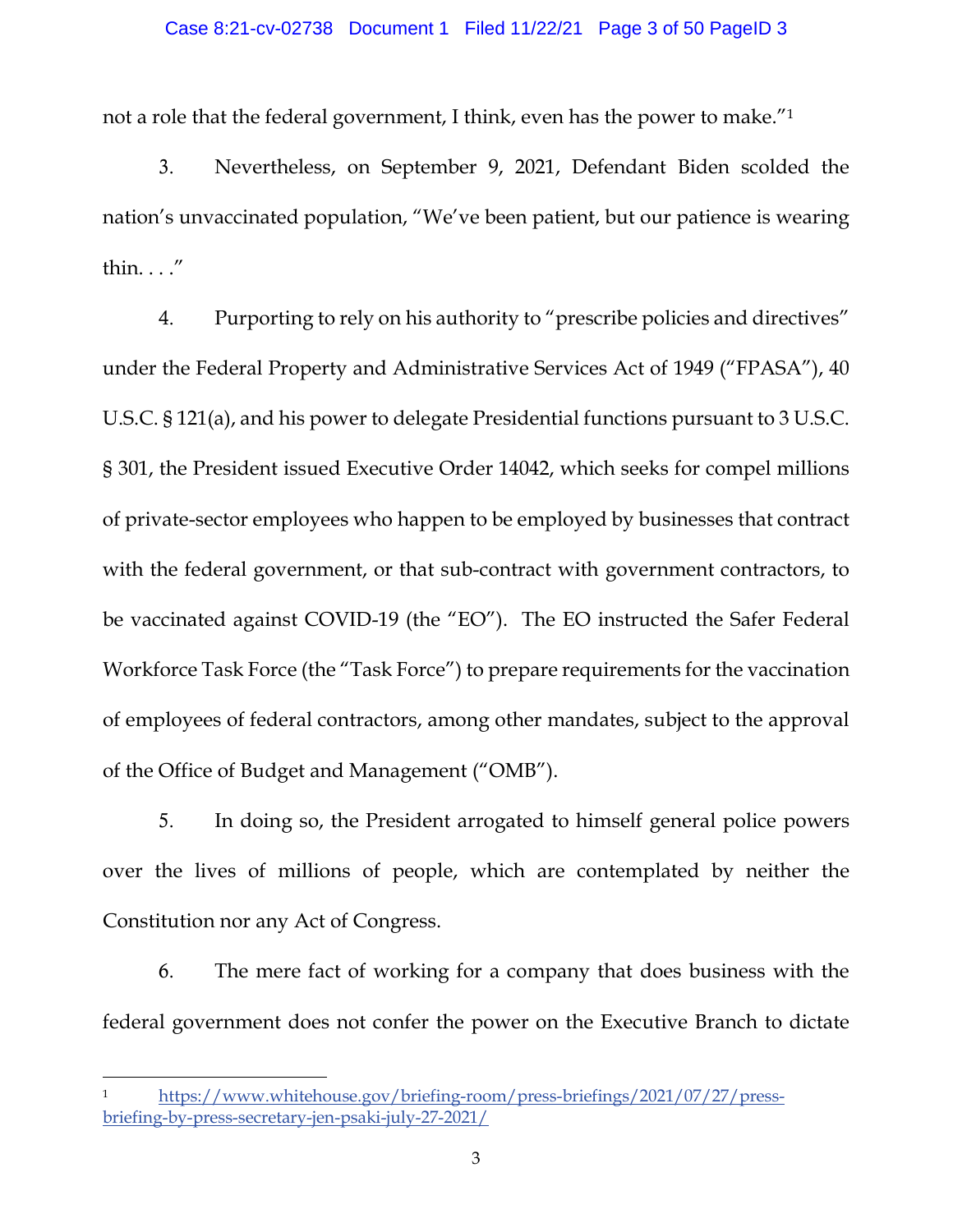not a role that the federal government, I think, even has the power to make."[1]

3. Nevertheless, on September 9, 2021, Defendant Biden scolded the nation's unvaccinated population, "We've been patient, but our patience is wearing thin. . . ."

4. Purporting to rely on his authority to "prescribe policies and directives" under the Federal Property and Administrative Services Act of 1949 ("FPASA"), 40 U.S.C. § 121(a), and his power to delegate Presidential functions pursuant to 3 U.S.C. § 301, the President issued Executive Order 14042, which seeks for compel millions of private-sector employees who happen to be employed by businesses that contract with the federal government, or that sub-contract with government contractors, to be vaccinated against COVID-19 (the "EO"). The EO instructed the Safer Federal Workforce Task Force (the "Task Force") to prepare requirements for the vaccination of employees of federal contractors, among other mandates, subject to the approval of the Office of Budget and Management ("OMB").

5. In doing so, the President arrogated to himself general police powers over the lives of millions of people, which are contemplated by neither the Constitution nor any Act of Congress.

6. The mere fact of working for a company that does business with the federal government does not confer the power on the Executive Branch to dictate

---

[1] https://www.whitehouse.gov/briefing-room/press-briefings/2021/07/27/press-briefing-by-press-secretary-jen-psaki-july-27-2021/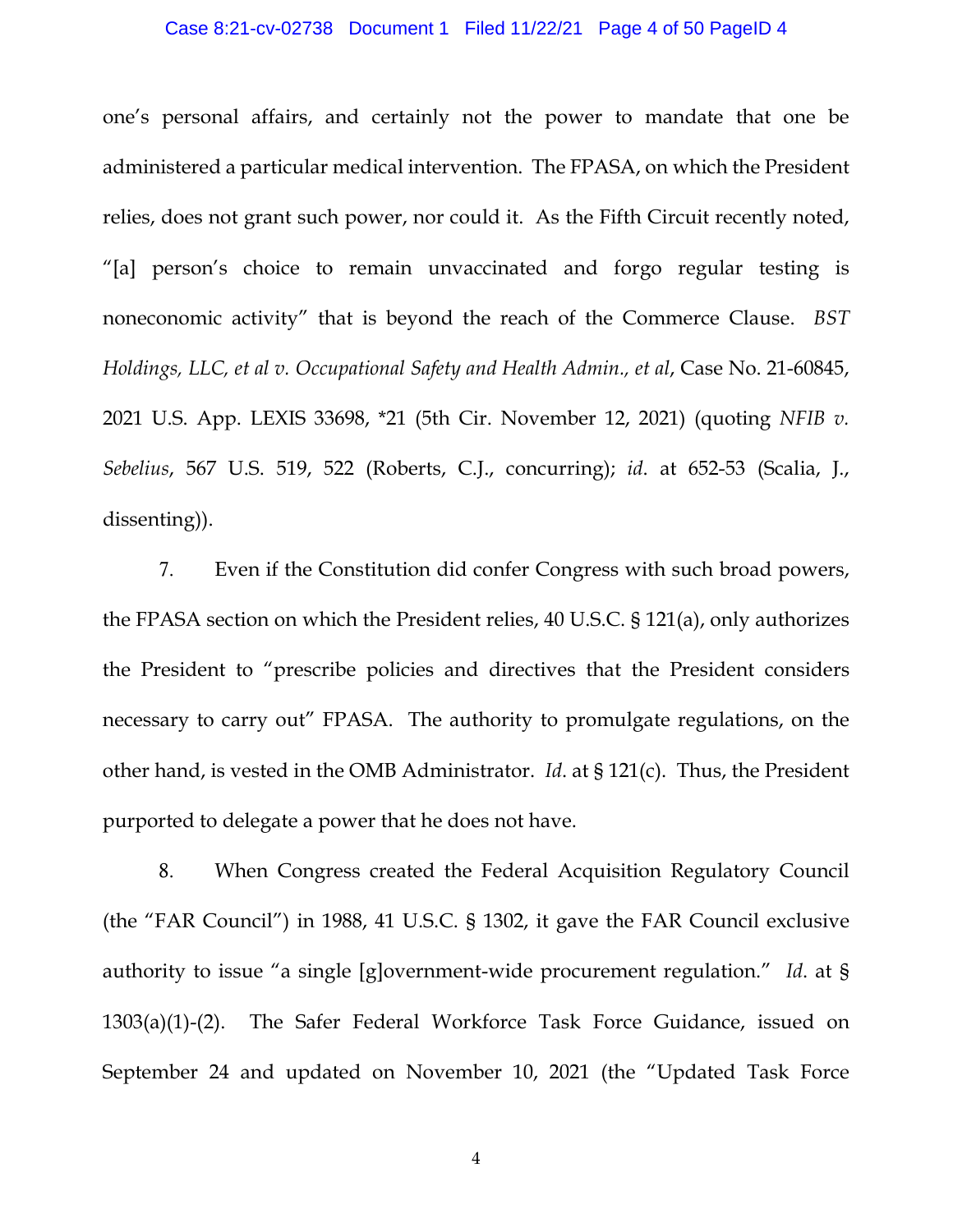one's personal affairs, and certainly not the power to mandate that one be administered a particular medical intervention. The FPASA, on which the President relies, does not grant such power, nor could it. As the Fifth Circuit recently noted, "[a] person's choice to remain unvaccinated and forgo regular testing is noneconomic activity" that is beyond the reach of the Commerce Clause. *BST Holdings, LLC, et al v. Occupational Safety and Health Admin., et al*, Case No. 21-60845, 2021 U.S. App. LEXIS 33698, *21 (5th Cir. November 12, 2021) (quoting *NFIB v. Sebelius*, 567 U.S. 519, 522 (Roberts, C.J., concurring); *id*. at 652-53 (Scalia, J., dissenting)).

7. Even if the Constitution did confer Congress with such broad powers, the FPASA section on which the President relies, 40 U.S.C. § 121(a), only authorizes the President to "prescribe policies and directives that the President considers necessary to carry out" FPASA. The authority to promulgate regulations, on the other hand, is vested in the OMB Administrator. *Id*. at § 121(c). Thus, the President purported to delegate a power that he does not have.

8. When Congress created the Federal Acquisition Regulatory Council (the "FAR Council") in 1988, 41 U.S.C. § 1302, it gave the FAR Council exclusive authority to issue "a single [g]overnment-wide procurement regulation." *Id*. at § 1303(a)(1)-(2). The Safer Federal Workforce Task Force Guidance, issued on September 24 and updated on November 10, 2021 (the "Updated Task Force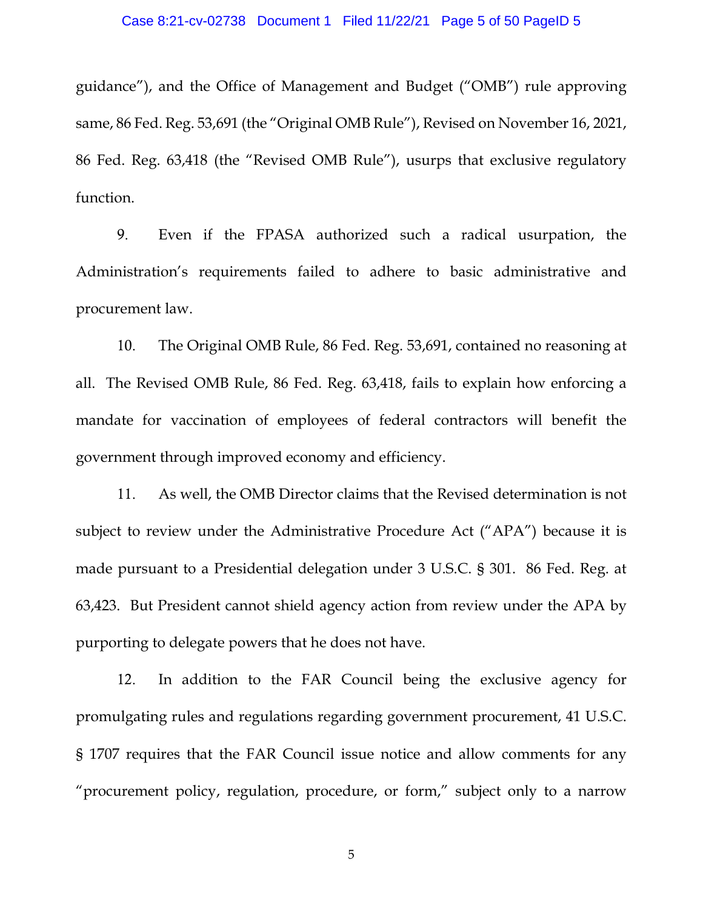guidance"), and the Office of Management and Budget ("OMB") rule approving same, 86 Fed. Reg. 53,691 (the "Original OMB Rule"), Revised on November 16, 2021, 86 Fed. Reg. 63,418 (the "Revised OMB Rule"), usurps that exclusive regulatory function.

9. Even if the FPASA authorized such a radical usurpation, the Administration's requirements failed to adhere to basic administrative and procurement law.

10. The Original OMB Rule, 86 Fed. Reg. 53,691, contained no reasoning at all. The Revised OMB Rule, 86 Fed. Reg. 63,418, fails to explain how enforcing a mandate for vaccination of employees of federal contractors will benefit the government through improved economy and efficiency.

11. As well, the OMB Director claims that the Revised determination is not subject to review under the Administrative Procedure Act ("APA") because it is made pursuant to a Presidential delegation under 3 U.S.C. § 301. 86 Fed. Reg. at 63,423. But President cannot shield agency action from review under the APA by purporting to delegate powers that he does not have.

12. In addition to the FAR Council being the exclusive agency for promulgating rules and regulations regarding government procurement, 41 U.S.C. § 1707 requires that the FAR Council issue notice and allow comments for any "procurement policy, regulation, procedure, or form," subject only to a narrow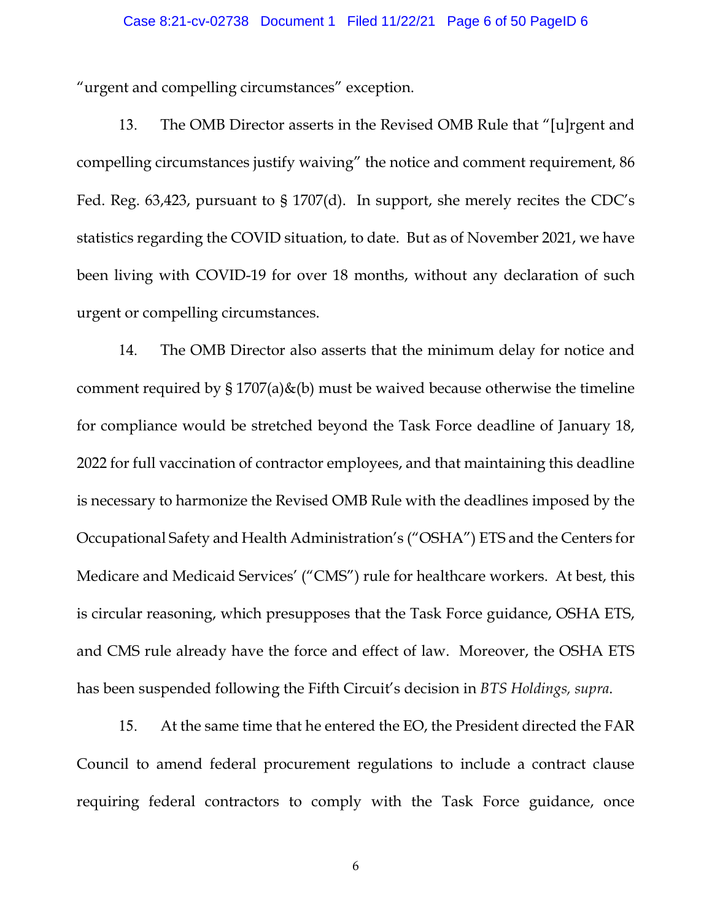"urgent and compelling circumstances" exception.

13. The OMB Director asserts in the Revised OMB Rule that "[u]rgent and compelling circumstances justify waiving" the notice and comment requirement, 86 Fed. Reg. 63,423, pursuant to § 1707(d). In support, she merely recites the CDC's statistics regarding the COVID situation, to date. But as of November 2021, we have been living with COVID-19 for over 18 months, without any declaration of such urgent or compelling circumstances.

14. The OMB Director also asserts that the minimum delay for notice and comment required by § 1707(a)&(b) must be waived because otherwise the timeline for compliance would be stretched beyond the Task Force deadline of January 18, 2022 for full vaccination of contractor employees, and that maintaining this deadline is necessary to harmonize the Revised OMB Rule with the deadlines imposed by the Occupational Safety and Health Administration's ("OSHA") ETS and the Centers for Medicare and Medicaid Services' ("CMS") rule for healthcare workers. At best, this is circular reasoning, which presupposes that the Task Force guidance, OSHA ETS, and CMS rule already have the force and effect of law. Moreover, the OSHA ETS has been suspended following the Fifth Circuit's decision in *BTS Holdings, supra*.

15. At the same time that he entered the EO, the President directed the FAR Council to amend federal procurement regulations to include a contract clause requiring federal contractors to comply with the Task Force guidance, once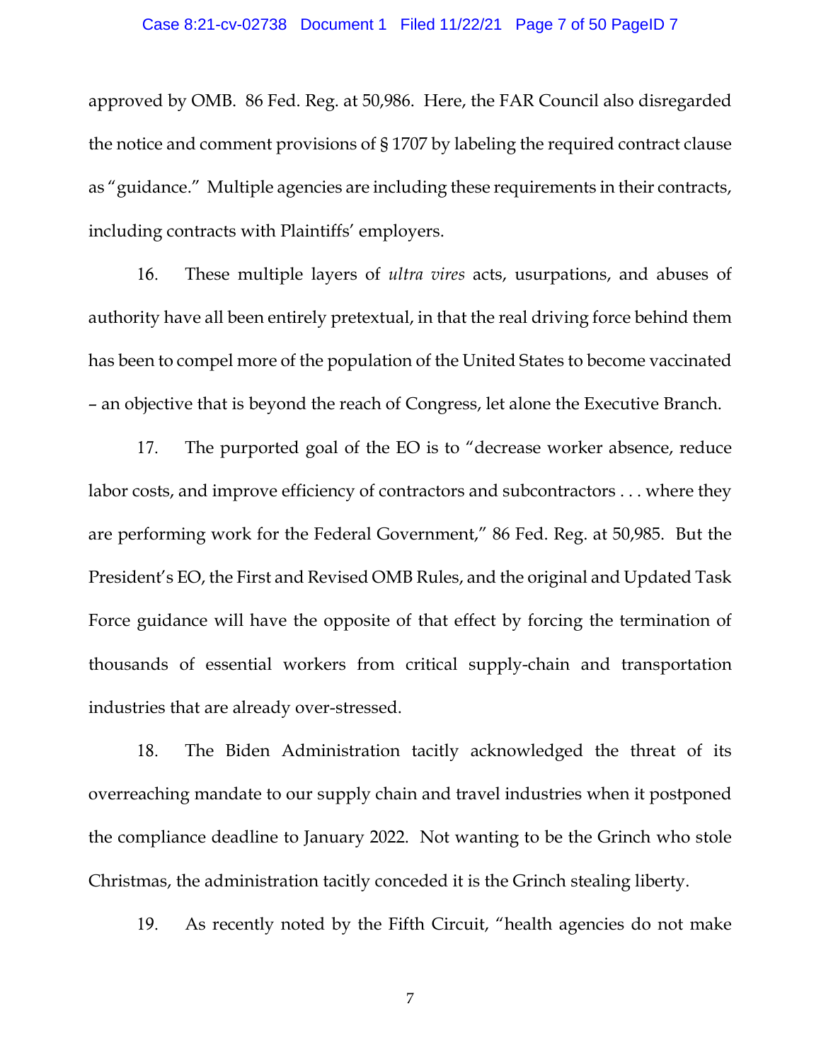approved by OMB. 86 Fed. Reg. at 50,986. Here, the FAR Council also disregarded the notice and comment provisions of § 1707 by labeling the required contract clause as "guidance." Multiple agencies are including these requirements in their contracts, including contracts with Plaintiffs' employers.

16. These multiple layers of *ultra vires* acts, usurpations, and abuses of authority have all been entirely pretextual, in that the real driving force behind them has been to compel more of the population of the United States to become vaccinated – an objective that is beyond the reach of Congress, let alone the Executive Branch.

17. The purported goal of the EO is to "decrease worker absence, reduce labor costs, and improve efficiency of contractors and subcontractors . . . where they are performing work for the Federal Government," 86 Fed. Reg. at 50,985. But the President's EO, the First and Revised OMB Rules, and the original and Updated Task Force guidance will have the opposite of that effect by forcing the termination of thousands of essential workers from critical supply-chain and transportation industries that are already over-stressed.

18. The Biden Administration tacitly acknowledged the threat of its overreaching mandate to our supply chain and travel industries when it postponed the compliance deadline to January 2022. Not wanting to be the Grinch who stole Christmas, the administration tacitly conceded it is the Grinch stealing liberty.

19. As recently noted by the Fifth Circuit, "health agencies do not make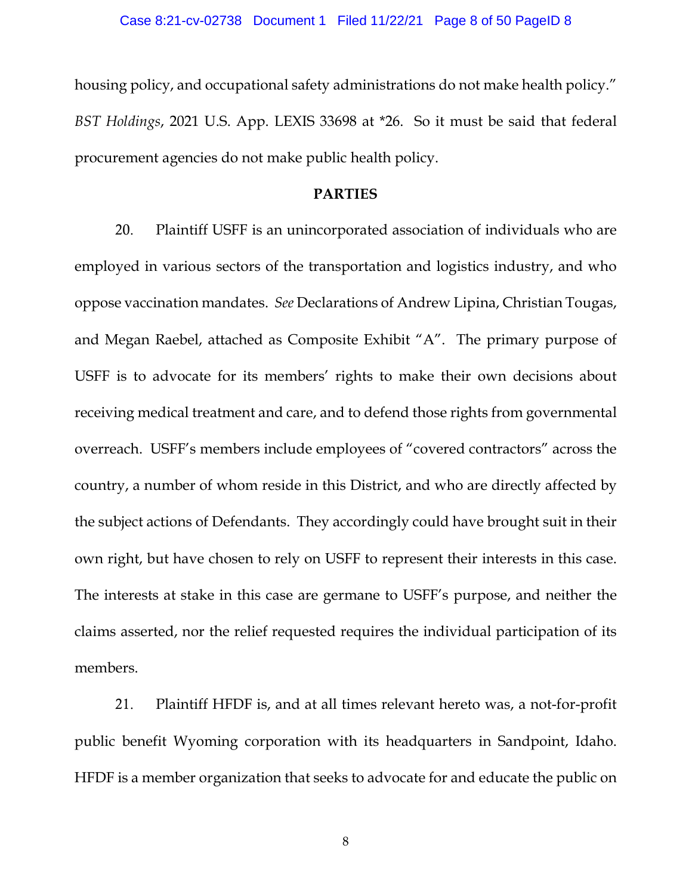housing policy, and occupational safety administrations do not make health policy." *BST Holdings*, 2021 U.S. App. LEXIS 33698 at *26. So it must be said that federal procurement agencies do not make public health policy.

## PARTIES

20. Plaintiff USFF is an unincorporated association of individuals who are employed in various sectors of the transportation and logistics industry, and who oppose vaccination mandates. *See* Declarations of Andrew Lipina, Christian Tougas, and Megan Raebel, attached as Composite Exhibit "A". The primary purpose of USFF is to advocate for its members' rights to make their own decisions about receiving medical treatment and care, and to defend those rights from governmental overreach. USFF's members include employees of "covered contractors" across the country, a number of whom reside in this District, and who are directly affected by the subject actions of Defendants. They accordingly could have brought suit in their own right, but have chosen to rely on USFF to represent their interests in this case. The interests at stake in this case are germane to USFF's purpose, and neither the claims asserted, nor the relief requested requires the individual participation of its members.

21. Plaintiff HFDF is, and at all times relevant hereto was, a not-for-profit public benefit Wyoming corporation with its headquarters in Sandpoint, Idaho. HFDF is a member organization that seeks to advocate for and educate the public on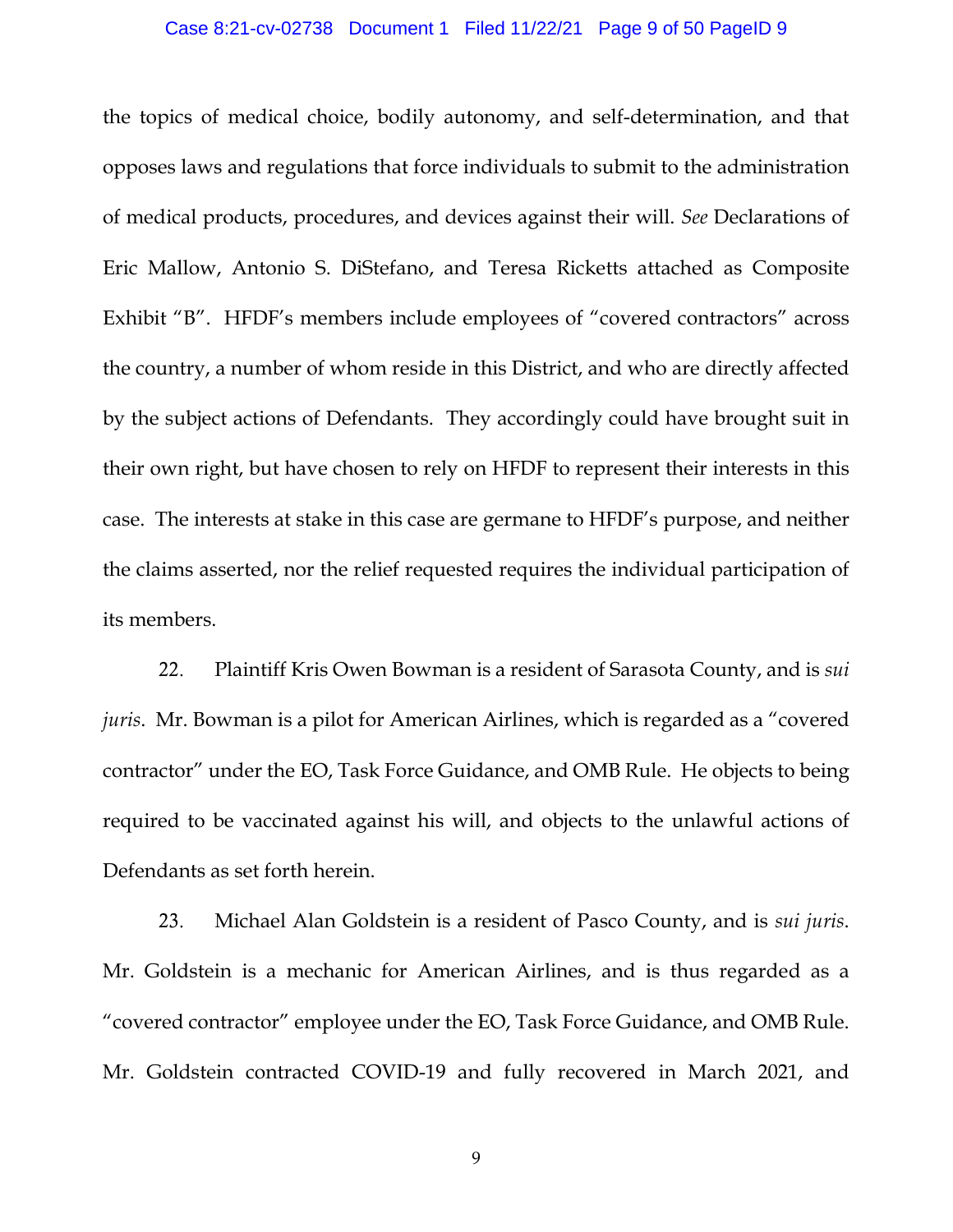the topics of medical choice, bodily autonomy, and self-determination, and that opposes laws and regulations that force individuals to submit to the administration of medical products, procedures, and devices against their will. *See* Declarations of Eric Mallow, Antonio S. DiStefano, and Teresa Ricketts attached as Composite Exhibit "B". HFDF's members include employees of "covered contractors" across the country, a number of whom reside in this District, and who are directly affected by the subject actions of Defendants. They accordingly could have brought suit in their own right, but have chosen to rely on HFDF to represent their interests in this case. The interests at stake in this case are germane to HFDF's purpose, and neither the claims asserted, nor the relief requested requires the individual participation of its members.

22. Plaintiff Kris Owen Bowman is a resident of Sarasota County, and is *sui juris*. Mr. Bowman is a pilot for American Airlines, which is regarded as a "covered contractor" under the EO, Task Force Guidance, and OMB Rule. He objects to being required to be vaccinated against his will, and objects to the unlawful actions of Defendants as set forth herein.

23. Michael Alan Goldstein is a resident of Pasco County, and is *sui juris*. Mr. Goldstein is a mechanic for American Airlines, and is thus regarded as a "covered contractor" employee under the EO, Task Force Guidance, and OMB Rule. Mr. Goldstein contracted COVID-19 and fully recovered in March 2021, and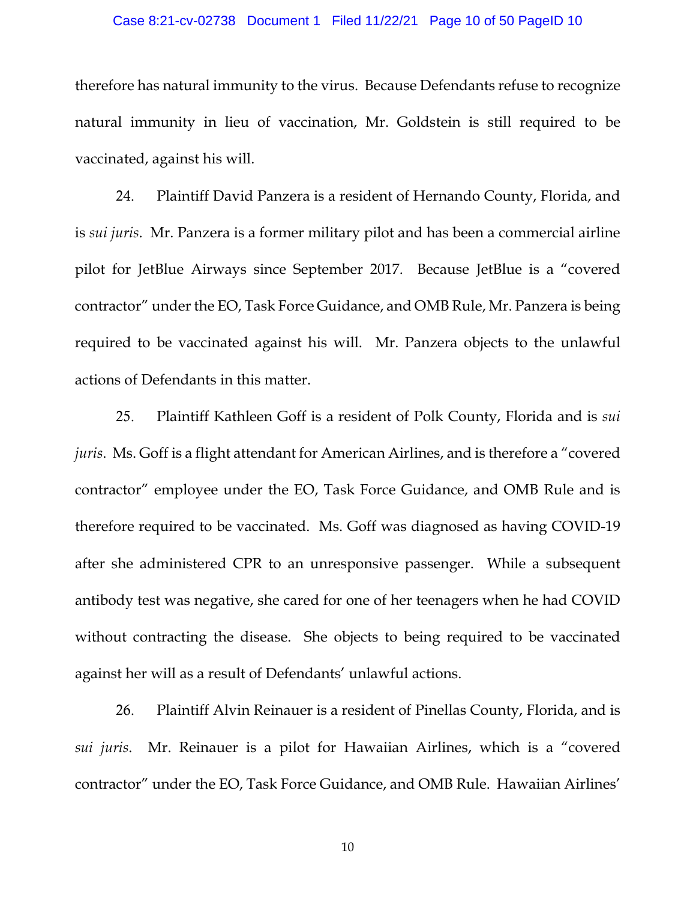therefore has natural immunity to the virus. Because Defendants refuse to recognize natural immunity in lieu of vaccination, Mr. Goldstein is still required to be vaccinated, against his will.

24. Plaintiff David Panzera is a resident of Hernando County, Florida, and is *sui juris*. Mr. Panzera is a former military pilot and has been a commercial airline pilot for JetBlue Airways since September 2017. Because JetBlue is a "covered contractor" under the EO, Task Force Guidance, and OMB Rule, Mr. Panzera is being required to be vaccinated against his will. Mr. Panzera objects to the unlawful actions of Defendants in this matter.

25. Plaintiff Kathleen Goff is a resident of Polk County, Florida and is *sui juris*. Ms. Goff is a flight attendant for American Airlines, and is therefore a "covered contractor" employee under the EO, Task Force Guidance, and OMB Rule and is therefore required to be vaccinated. Ms. Goff was diagnosed as having COVID-19 after she administered CPR to an unresponsive passenger. While a subsequent antibody test was negative, she cared for one of her teenagers when he had COVID without contracting the disease. She objects to being required to be vaccinated against her will as a result of Defendants' unlawful actions.

26. Plaintiff Alvin Reinauer is a resident of Pinellas County, Florida, and is *sui juris*. Mr. Reinauer is a pilot for Hawaiian Airlines, which is a "covered contractor" under the EO, Task Force Guidance, and OMB Rule. Hawaiian Airlines'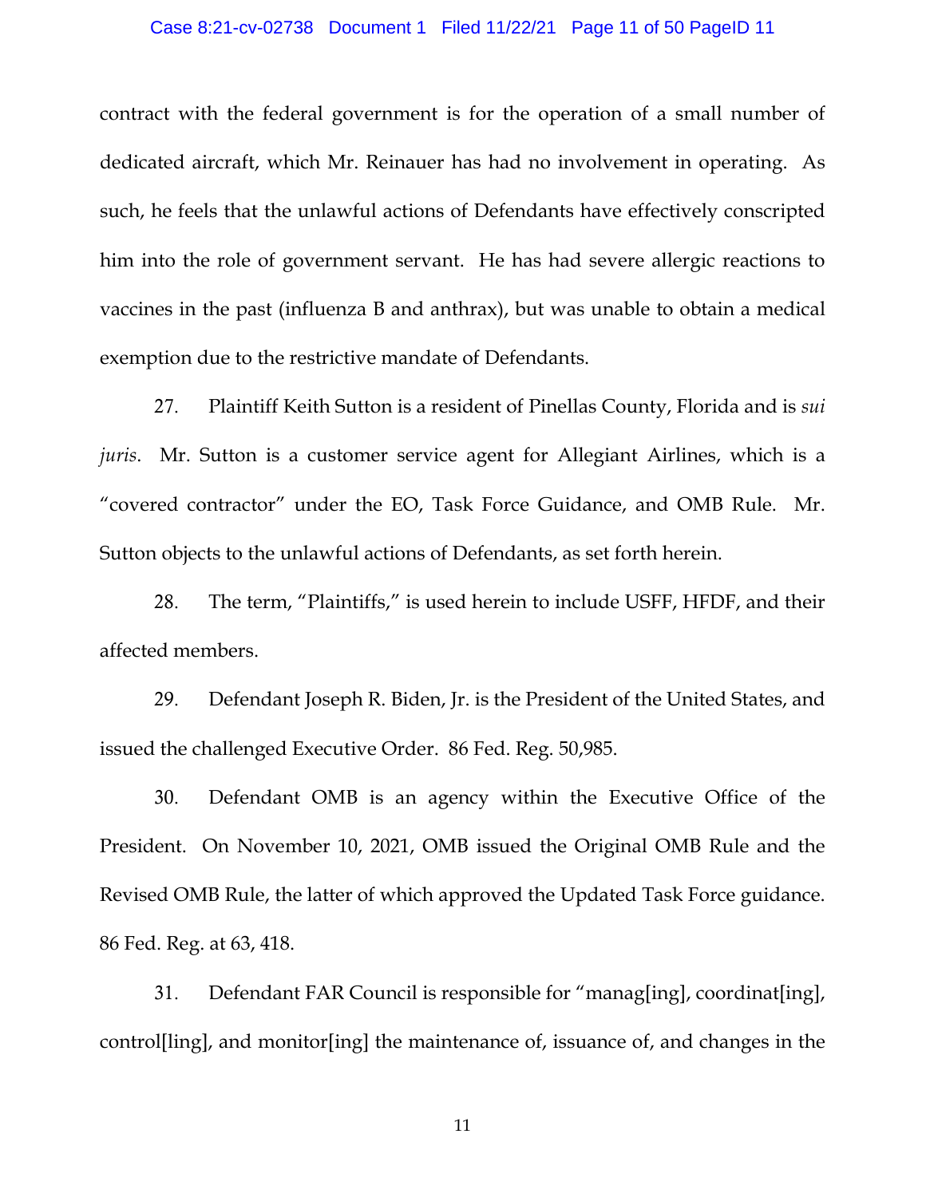contract with the federal government is for the operation of a small number of dedicated aircraft, which Mr. Reinauer has had no involvement in operating. As such, he feels that the unlawful actions of Defendants have effectively conscripted him into the role of government servant. He has had severe allergic reactions to vaccines in the past (influenza B and anthrax), but was unable to obtain a medical exemption due to the restrictive mandate of Defendants.

27. Plaintiff Keith Sutton is a resident of Pinellas County, Florida and is *sui juris*. Mr. Sutton is a customer service agent for Allegiant Airlines, which is a "covered contractor" under the EO, Task Force Guidance, and OMB Rule. Mr. Sutton objects to the unlawful actions of Defendants, as set forth herein.

28. The term, "Plaintiffs," is used herein to include USFF, HFDF, and their affected members.

29. Defendant Joseph R. Biden, Jr. is the President of the United States, and issued the challenged Executive Order. 86 Fed. Reg. 50,985.

30. Defendant OMB is an agency within the Executive Office of the President. On November 10, 2021, OMB issued the Original OMB Rule and the Revised OMB Rule, the latter of which approved the Updated Task Force guidance. 86 Fed. Reg. at 63, 418.

31. Defendant FAR Council is responsible for "manag[ing], coordinat[ing], control[ling], and monitor[ing] the maintenance of, issuance of, and changes in the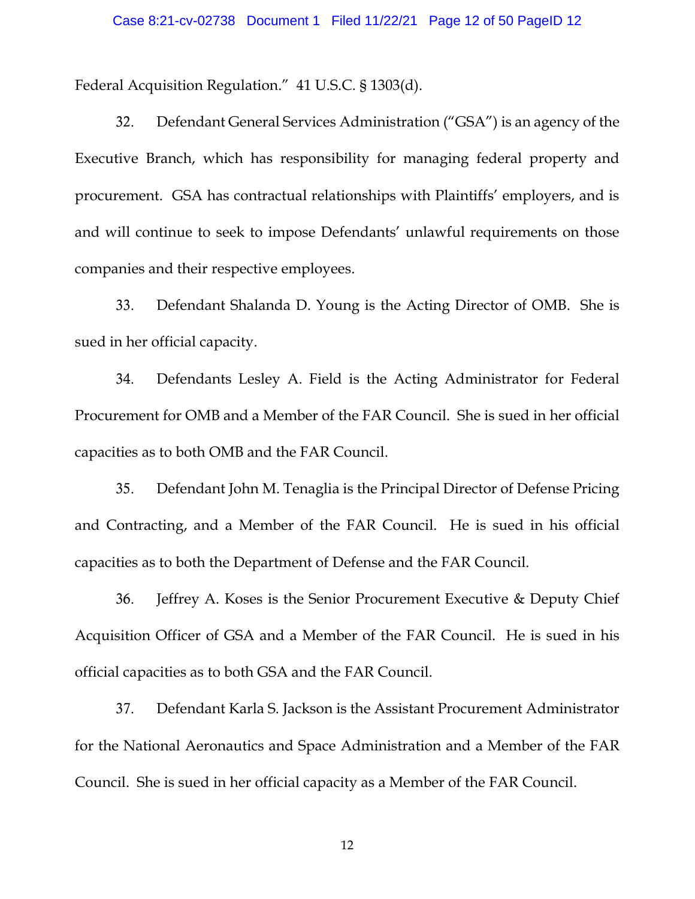Federal Acquisition Regulation." 41 U.S.C. § 1303(d).

32. Defendant General Services Administration ("GSA") is an agency of the Executive Branch, which has responsibility for managing federal property and procurement. GSA has contractual relationships with Plaintiffs' employers, and is and will continue to seek to impose Defendants' unlawful requirements on those companies and their respective employees.

33. Defendant Shalanda D. Young is the Acting Director of OMB. She is sued in her official capacity.

34. Defendants Lesley A. Field is the Acting Administrator for Federal Procurement for OMB and a Member of the FAR Council. She is sued in her official capacities as to both OMB and the FAR Council.

35. Defendant John M. Tenaglia is the Principal Director of Defense Pricing and Contracting, and a Member of the FAR Council. He is sued in his official capacities as to both the Department of Defense and the FAR Council.

36. Jeffrey A. Koses is the Senior Procurement Executive & Deputy Chief Acquisition Officer of GSA and a Member of the FAR Council. He is sued in his official capacities as to both GSA and the FAR Council.

37. Defendant Karla S. Jackson is the Assistant Procurement Administrator for the National Aeronautics and Space Administration and a Member of the FAR Council. She is sued in her official capacity as a Member of the FAR Council.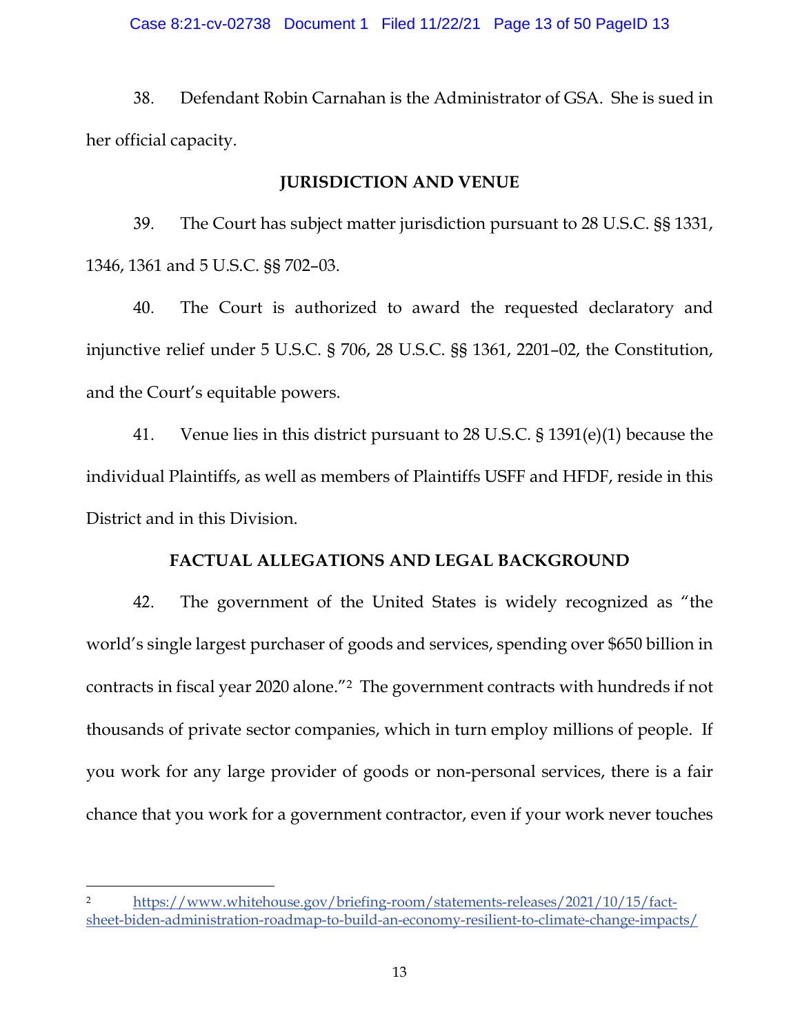38. Defendant Robin Carnahan is the Administrator of GSA. She is sued in her official capacity.

## JURISDICTION AND VENUE

39. The Court has subject matter jurisdiction pursuant to 28 U.S.C. §§ 1331, 1346, 1361 and 5 U.S.C. §§ 702–03.

40. The Court is authorized to award the requested declaratory and injunctive relief under 5 U.S.C. § 706, 28 U.S.C. §§ 1361, 2201–02, the Constitution, and the Court's equitable powers.

41. Venue lies in this district pursuant to 28 U.S.C. § 1391(e)(1) because the individual Plaintiffs, as well as members of Plaintiffs USFF and HFDF, reside in this District and in this Division.

## FACTUAL ALLEGATIONS AND LEGAL BACKGROUND

42. The government of the United States is widely recognized as "the world's single largest purchaser of goods and services, spending over $650 billion in contracts in fiscal year 2020 alone."[2] The government contracts with hundreds if not thousands of private sector companies, which in turn employ millions of people. If you work for any large provider of goods or non-personal services, there is a fair chance that you work for a government contractor, even if your work never touches

---

[2] https://www.whitehouse.gov/briefing-room/statements-releases/2021/10/15/fact-sheet-biden-administration-roadmap-to-build-an-economy-resilient-to-climate-change-impacts/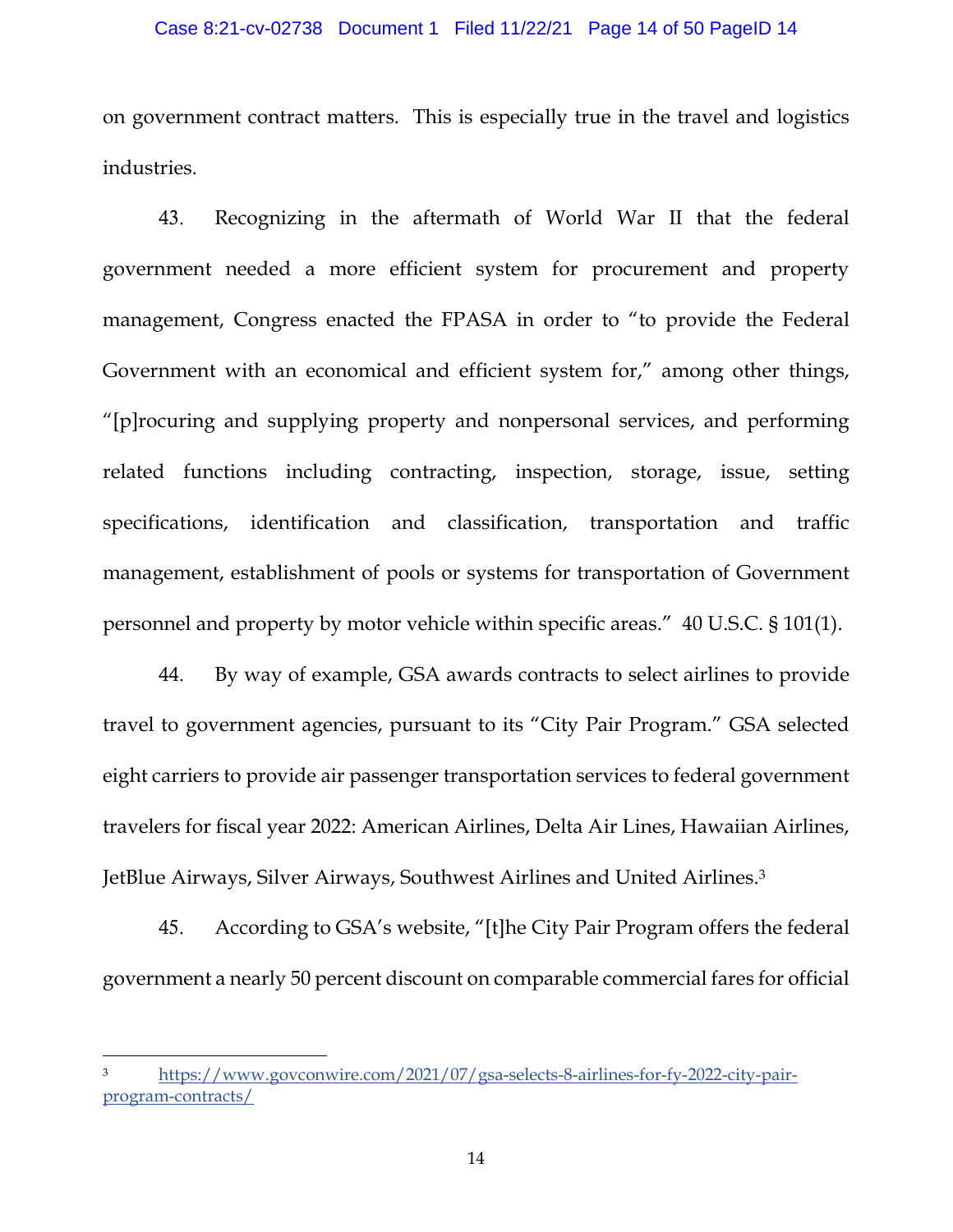on government contract matters. This is especially true in the travel and logistics industries.

43. Recognizing in the aftermath of World War II that the federal government needed a more efficient system for procurement and property management, Congress enacted the FPASA in order to "to provide the Federal Government with an economical and efficient system for," among other things, "[p]rocuring and supplying property and nonpersonal services, and performing related functions including contracting, inspection, storage, issue, setting specifications, identification and classification, transportation and traffic management, establishment of pools or systems for transportation of Government personnel and property by motor vehicle within specific areas." 40 U.S.C. § 101(1).

44. By way of example, GSA awards contracts to select airlines to provide travel to government agencies, pursuant to its "City Pair Program." GSA selected eight carriers to provide air passenger transportation services to federal government travelers for fiscal year 2022: American Airlines, Delta Air Lines, Hawaiian Airlines, JetBlue Airways, Silver Airways, Southwest Airlines and United Airlines.[3]

45. According to GSA's website, "[t]he City Pair Program offers the federal government a nearly 50 percent discount on comparable commercial fares for official

---

[3] https://www.govconwire.com/2021/07/gsa-selects-8-airlines-for-fy-2022-city-pair-program-contracts/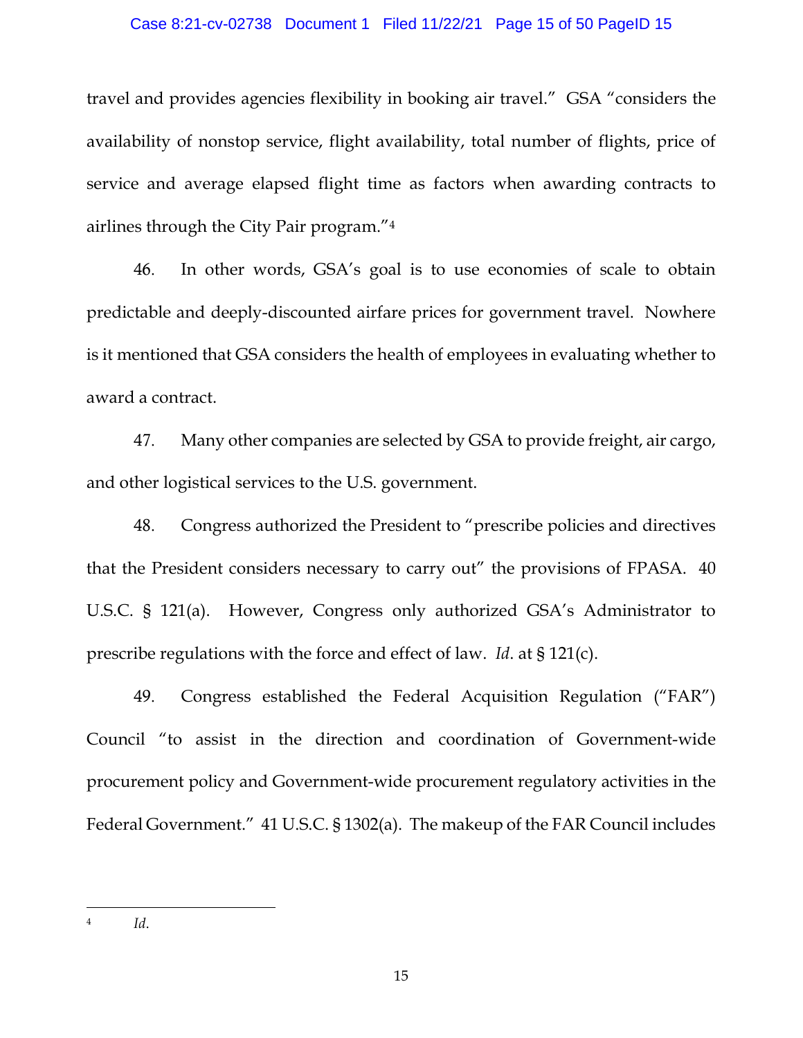travel and provides agencies flexibility in booking air travel." GSA "considers the availability of nonstop service, flight availability, total number of flights, price of service and average elapsed flight time as factors when awarding contracts to airlines through the City Pair program."[4]

46. In other words, GSA's goal is to use economies of scale to obtain predictable and deeply-discounted airfare prices for government travel. Nowhere is it mentioned that GSA considers the health of employees in evaluating whether to award a contract.

47. Many other companies are selected by GSA to provide freight, air cargo, and other logistical services to the U.S. government.

48. Congress authorized the President to "prescribe policies and directives that the President considers necessary to carry out" the provisions of FPASA. 40 U.S.C. § 121(a). However, Congress only authorized GSA's Administrator to prescribe regulations with the force and effect of law. *Id*. at § 121(c).

49. Congress established the Federal Acquisition Regulation ("FAR") Council "to assist in the direction and coordination of Government-wide procurement policy and Government-wide procurement regulatory activities in the Federal Government." 41 U.S.C. § 1302(a). The makeup of the FAR Council includes

---

[4] *Id.*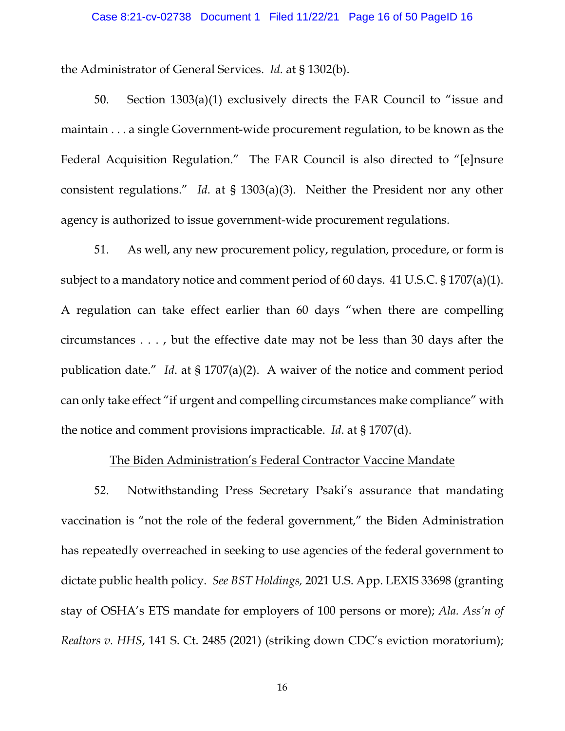the Administrator of General Services. *Id*. at § 1302(b).

50. Section 1303(a)(1) exclusively directs the FAR Council to "issue and maintain . . . a single Government-wide procurement regulation, to be known as the Federal Acquisition Regulation." The FAR Council is also directed to "[e]nsure consistent regulations." *Id*. at § 1303(a)(3). Neither the President nor any other agency is authorized to issue government-wide procurement regulations.

51. As well, any new procurement policy, regulation, procedure, or form is subject to a mandatory notice and comment period of 60 days. 41 U.S.C. § 1707(a)(1). A regulation can take effect earlier than 60 days "when there are compelling circumstances . . . , but the effective date may not be less than 30 days after the publication date." *Id*. at § 1707(a)(2). A waiver of the notice and comment period can only take effect "if urgent and compelling circumstances make compliance" with the notice and comment provisions impracticable. *Id*. at § 1707(d).

<u>The Biden Administration's Federal Contractor Vaccine Mandate</u>

52. Notwithstanding Press Secretary Psaki's assurance that mandating vaccination is "not the role of the federal government," the Biden Administration has repeatedly overreached in seeking to use agencies of the federal government to dictate public health policy. *See BST Holdings,* 2021 U.S. App. LEXIS 33698 (granting stay of OSHA's ETS mandate for employers of 100 persons or more); *Ala. Ass'n of Realtors v. HHS*, 141 S. Ct. 2485 (2021) (striking down CDC's eviction moratorium);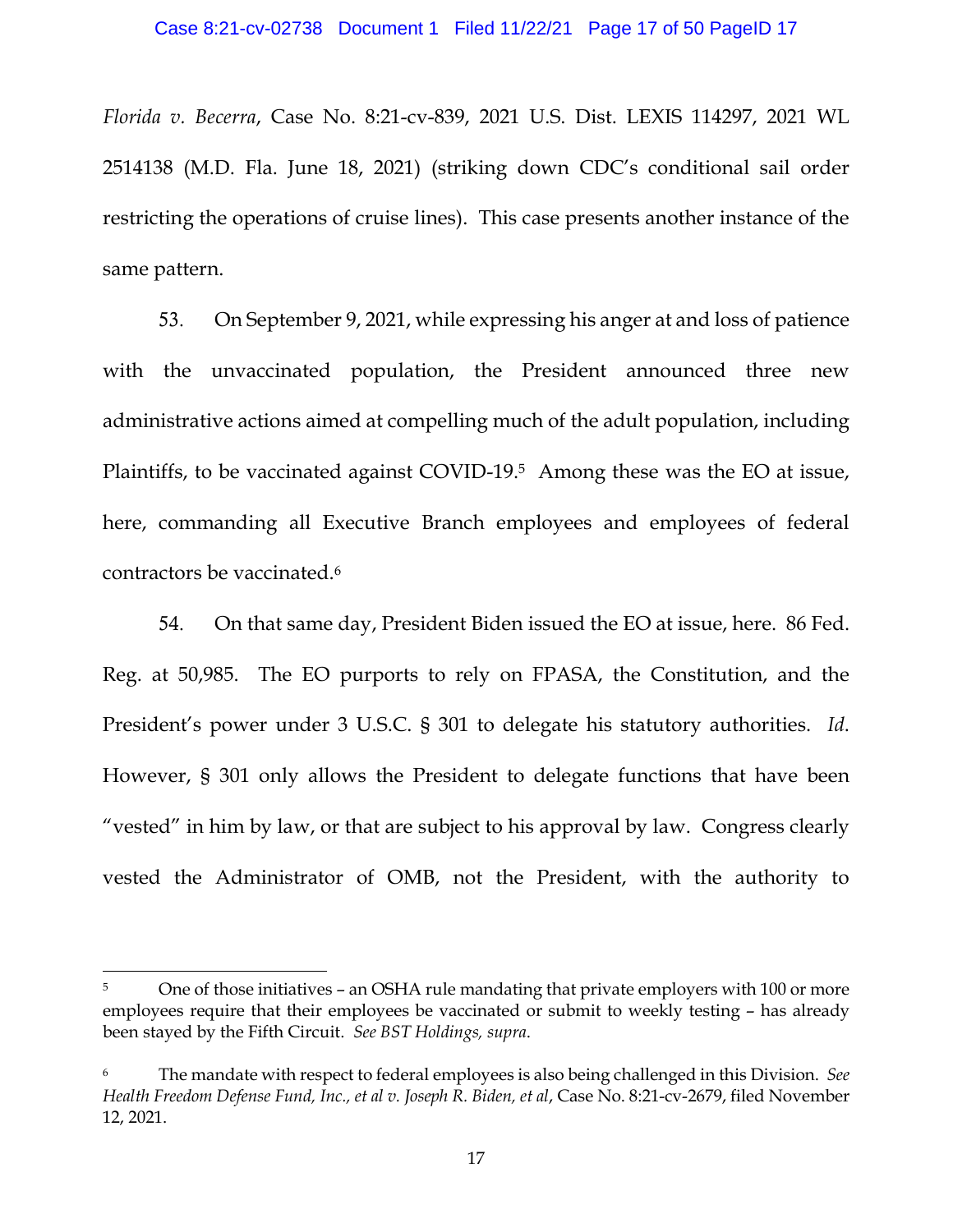*Florida v. Becerra*, Case No. 8:21-cv-839, 2021 U.S. Dist. LEXIS 114297, 2021 WL 2514138 (M.D. Fla. June 18, 2021) (striking down CDC's conditional sail order restricting the operations of cruise lines). This case presents another instance of the same pattern.

53. On September 9, 2021, while expressing his anger at and loss of patience with the unvaccinated population, the President announced three new administrative actions aimed at compelling much of the adult population, including Plaintiffs, to be vaccinated against COVID-19.[5] Among these was the EO at issue, here, commanding all Executive Branch employees and employees of federal contractors be vaccinated.[6]

54. On that same day, President Biden issued the EO at issue, here. 86 Fed. Reg. at 50,985. The EO purports to rely on FPASA, the Constitution, and the President's power under 3 U.S.C. § 301 to delegate his statutory authorities. *Id*. However, § 301 only allows the President to delegate functions that have been "vested" in him by law, or that are subject to his approval by law. Congress clearly vested the Administrator of OMB, not the President, with the authority to

---

[5] One of those initiatives – an OSHA rule mandating that private employers with 100 or more employees require that their employees be vaccinated or submit to weekly testing – has already been stayed by the Fifth Circuit. *See BST Holdings, supra.*

[6] The mandate with respect to federal employees is also being challenged in this Division. *See Health Freedom Defense Fund, Inc., et al v. Joseph R. Biden, et al*, Case No. 8:21-cv-2679, filed November 12, 2021.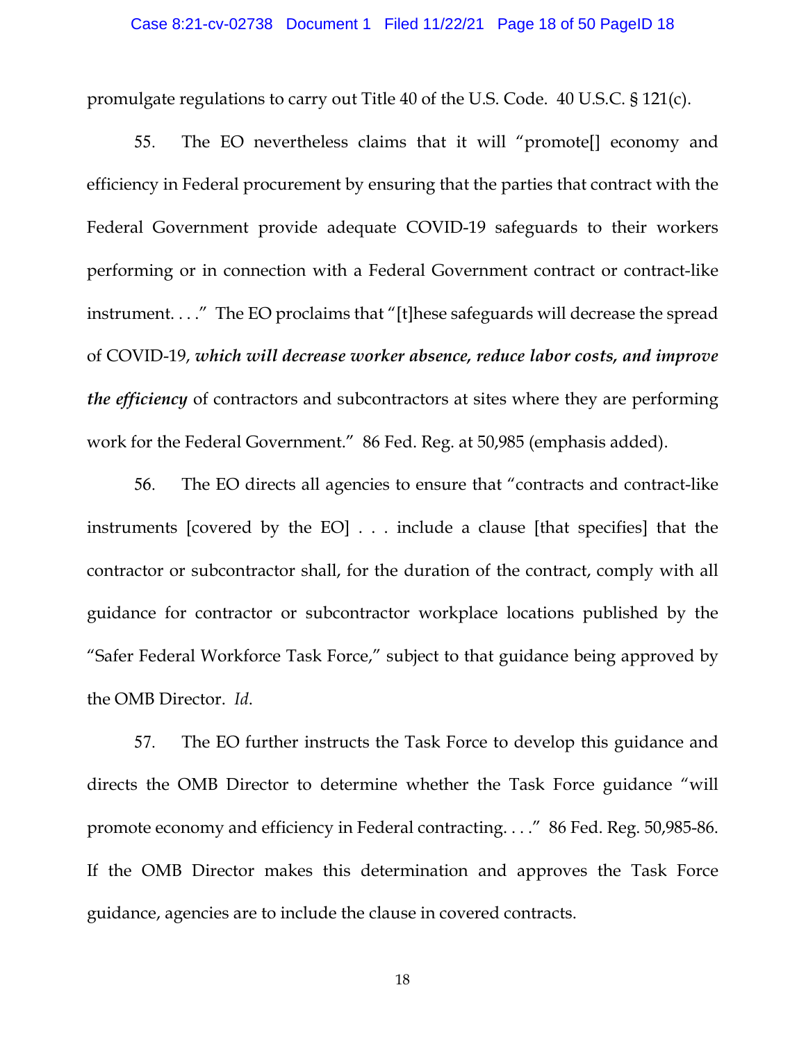promulgate regulations to carry out Title 40 of the U.S. Code. 40 U.S.C. § 121(c).

55. The EO nevertheless claims that it will "promote[] economy and efficiency in Federal procurement by ensuring that the parties that contract with the Federal Government provide adequate COVID-19 safeguards to their workers performing or in connection with a Federal Government contract or contract-like instrument. . . ." The EO proclaims that "[t]hese safeguards will decrease the spread of COVID-19, ***which will decrease worker absence, reduce labor costs, and improve the efficiency*** of contractors and subcontractors at sites where they are performing work for the Federal Government." 86 Fed. Reg. at 50,985 (emphasis added).

56. The EO directs all agencies to ensure that "contracts and contract-like instruments [covered by the EO] . . . include a clause [that specifies] that the contractor or subcontractor shall, for the duration of the contract, comply with all guidance for contractor or subcontractor workplace locations published by the "Safer Federal Workforce Task Force," subject to that guidance being approved by the OMB Director. *Id*.

57. The EO further instructs the Task Force to develop this guidance and directs the OMB Director to determine whether the Task Force guidance "will promote economy and efficiency in Federal contracting. . . ." 86 Fed. Reg. 50,985-86. If the OMB Director makes this determination and approves the Task Force guidance, agencies are to include the clause in covered contracts.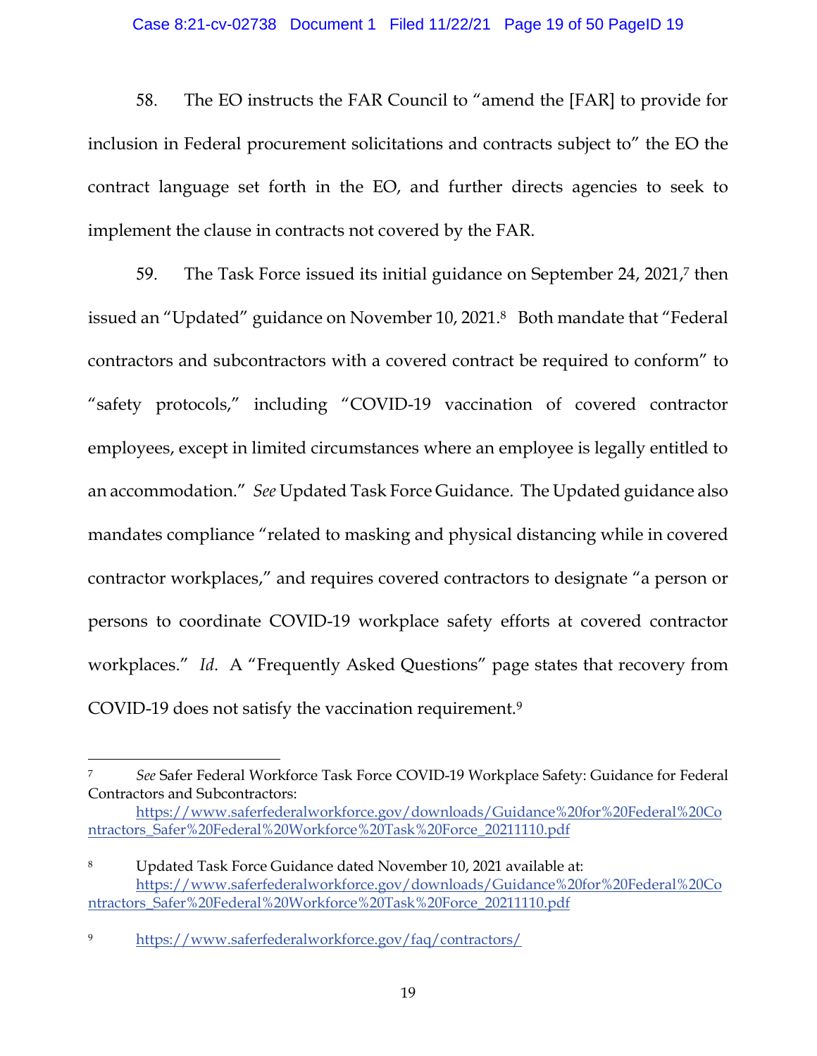58. The EO instructs the FAR Council to "amend the [FAR] to provide for inclusion in Federal procurement solicitations and contracts subject to" the EO the contract language set forth in the EO, and further directs agencies to seek to implement the clause in contracts not covered by the FAR.

59. The Task Force issued its initial guidance on September 24, 2021,[7] then issued an "Updated" guidance on November 10, 2021.[8] Both mandate that "Federal contractors and subcontractors with a covered contract be required to conform" to "safety protocols," including "COVID-19 vaccination of covered contractor employees, except in limited circumstances where an employee is legally entitled to an accommodation." *See* Updated Task Force Guidance. The Updated guidance also mandates compliance "related to masking and physical distancing while in covered contractor workplaces," and requires covered contractors to designate "a person or persons to coordinate COVID-19 workplace safety efforts at covered contractor workplaces." *Id*. A "Frequently Asked Questions" page states that recovery from COVID-19 does not satisfy the vaccination requirement.[9]

---

[7] *See* Safer Federal Workforce Task Force COVID-19 Workplace Safety: Guidance for Federal Contractors and Subcontractors: https://www.saferfederalworkforce.gov/downloads/Guidance%20for%20Federal%20Contractors_Safer%20Federal%20Workforce%20Task%20Force_20211110.pdf

[8] Updated Task Force Guidance dated November 10, 2021 available at: https://www.saferfederalworkforce.gov/downloads/Guidance%20for%20Federal%20Contractors_Safer%20Federal%20Workforce%20Task%20Force_20211110.pdf

[9] https://www.saferfederalworkforce.gov/faq/contractors/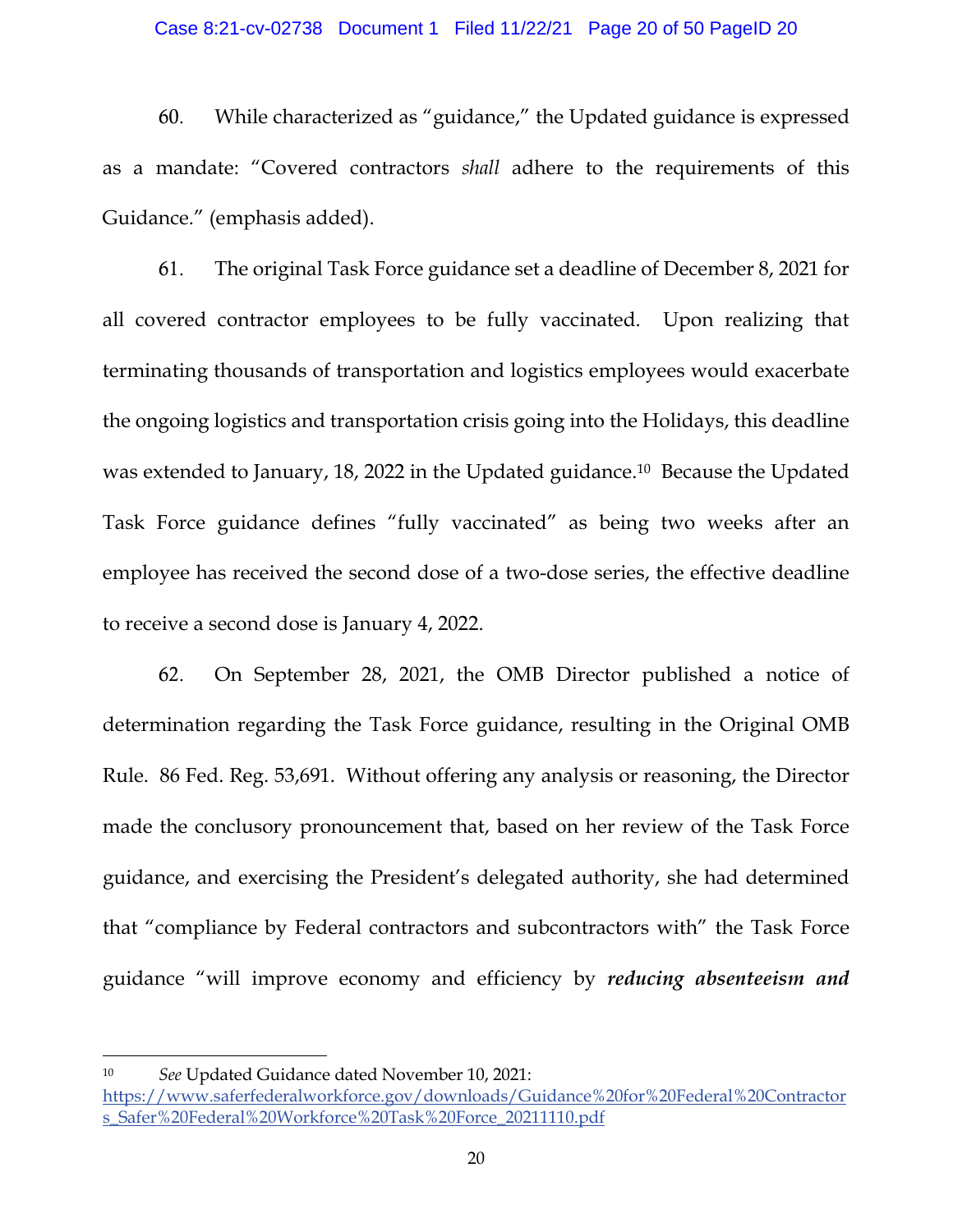60. While characterized as "guidance," the Updated guidance is expressed as a mandate: "Covered contractors *shall* adhere to the requirements of this Guidance." (emphasis added).

61. The original Task Force guidance set a deadline of December 8, 2021 for all covered contractor employees to be fully vaccinated. Upon realizing that terminating thousands of transportation and logistics employees would exacerbate the ongoing logistics and transportation crisis going into the Holidays, this deadline was extended to January, 18, 2022 in the Updated guidance.[10] Because the Updated Task Force guidance defines "fully vaccinated" as being two weeks after an employee has received the second dose of a two-dose series, the effective deadline to receive a second dose is January 4, 2022.

62. On September 28, 2021, the OMB Director published a notice of determination regarding the Task Force guidance, resulting in the Original OMB Rule. 86 Fed. Reg. 53,691. Without offering any analysis or reasoning, the Director made the conclusory pronouncement that, based on her review of the Task Force guidance, and exercising the President's delegated authority, she had determined that "compliance by Federal contractors and subcontractors with" the Task Force guidance "will improve economy and efficiency by ***reducing absenteeism and***

---

[10] *See* Updated Guidance dated November 10, 2021: https://www.saferfederalworkforce.gov/downloads/Guidance%20for%20Federal%20Contractors_Safer%20Federal%20Workforce%20Task%20Force_20211110.pdf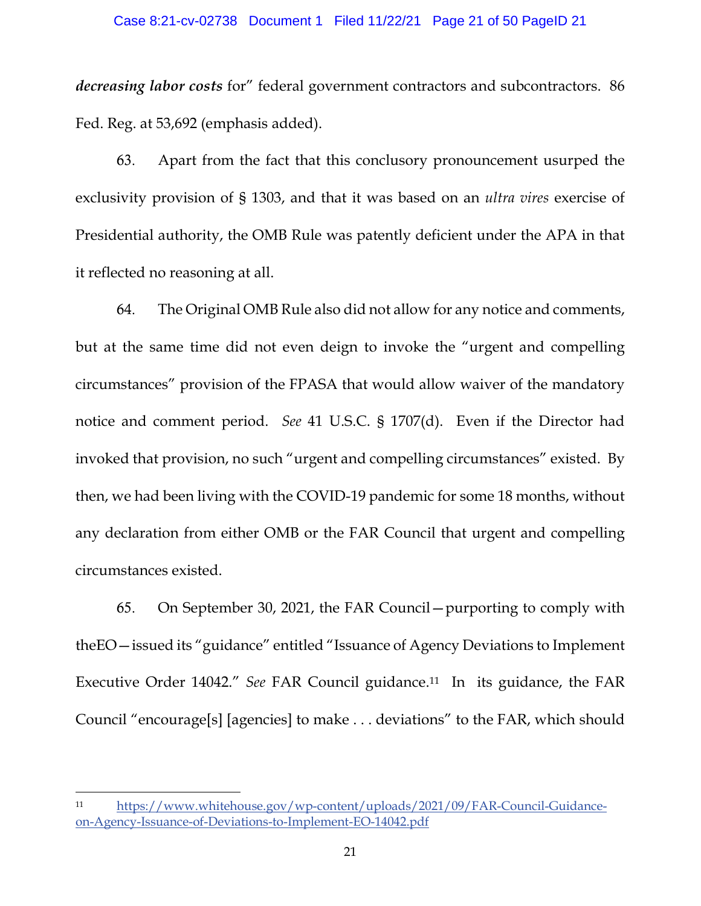***decreasing labor costs*** for" federal government contractors and subcontractors. 86 Fed. Reg. at 53,692 (emphasis added).

63. Apart from the fact that this conclusory pronouncement usurped the exclusivity provision of § 1303, and that it was based on an *ultra vires* exercise of Presidential authority, the OMB Rule was patently deficient under the APA in that it reflected no reasoning at all.

64. The Original OMB Rule also did not allow for any notice and comments, but at the same time did not even deign to invoke the "urgent and compelling circumstances" provision of the FPASA that would allow waiver of the mandatory notice and comment period. *See* 41 U.S.C. § 1707(d). Even if the Director had invoked that provision, no such "urgent and compelling circumstances" existed. By then, we had been living with the COVID-19 pandemic for some 18 months, without any declaration from either OMB or the FAR Council that urgent and compelling circumstances existed.

65. On September 30, 2021, the FAR Council—purporting to comply with theEO—issued its "guidance" entitled "Issuance of Agency Deviations to Implement Executive Order 14042." *See* FAR Council guidance.[11] In its guidance, the FAR Council "encourage[s] [agencies] to make . . . deviations" to the FAR, which should

---

[11] https://www.whitehouse.gov/wp-content/uploads/2021/09/FAR-Council-Guidance-on-Agency-Issuance-of-Deviations-to-Implement-EO-14042.pdf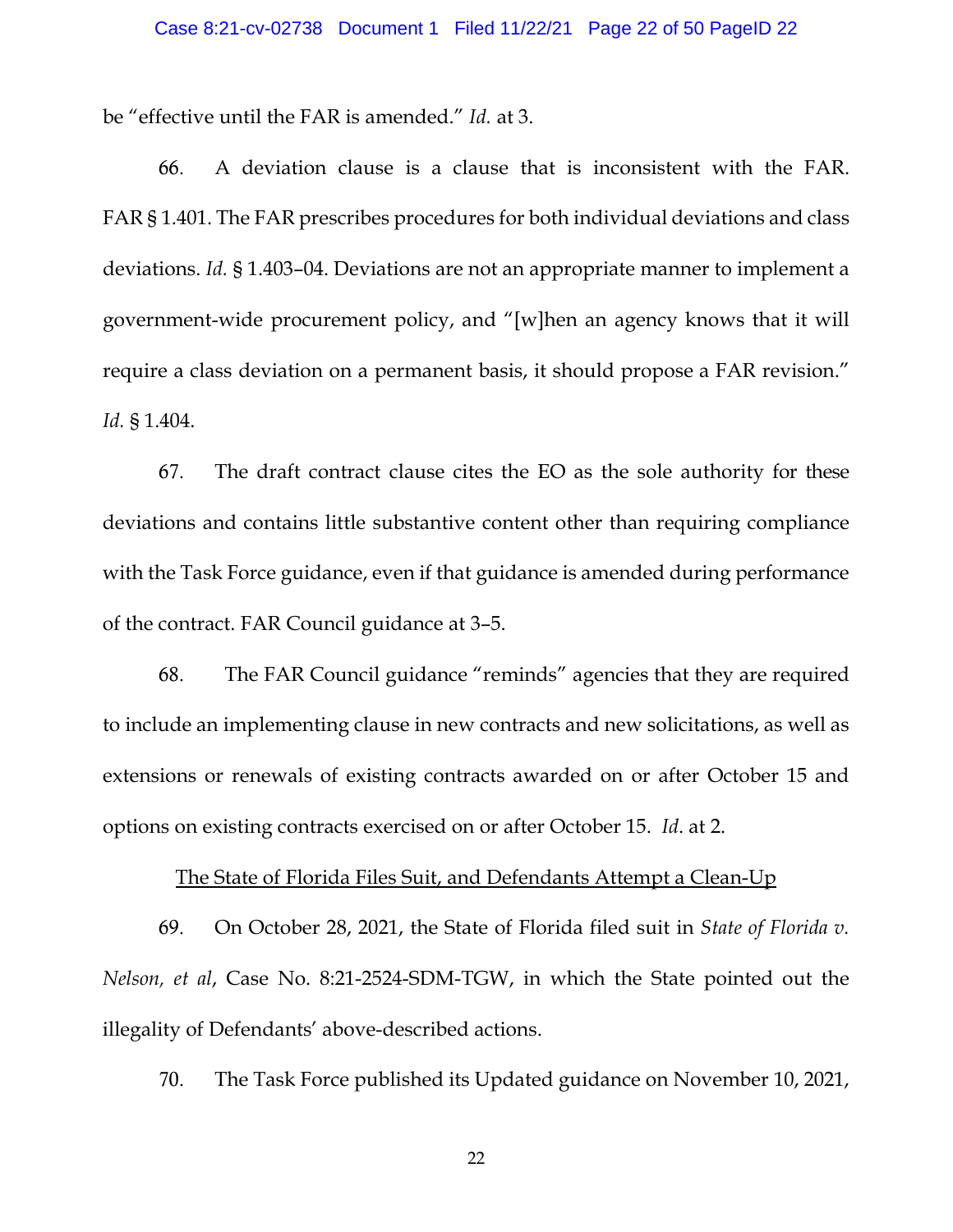be "effective until the FAR is amended." *Id.* at 3.

66. A deviation clause is a clause that is inconsistent with the FAR. FAR § 1.401. The FAR prescribes procedures for both individual deviations and class deviations. *Id.* § 1.403–04. Deviations are not an appropriate manner to implement a government-wide procurement policy, and "[w]hen an agency knows that it will require a class deviation on a permanent basis, it should propose a FAR revision." *Id.* § 1.404.

67. The draft contract clause cites the EO as the sole authority for these deviations and contains little substantive content other than requiring compliance with the Task Force guidance, even if that guidance is amended during performance of the contract. FAR Council guidance at 3–5.

68. The FAR Council guidance "reminds" agencies that they are required to include an implementing clause in new contracts and new solicitations, as well as extensions or renewals of existing contracts awarded on or after October 15 and options on existing contracts exercised on or after October 15. *Id*. at 2.

<u>The State of Florida Files Suit, and Defendants Attempt a Clean-Up</u>

69. On October 28, 2021, the State of Florida filed suit in *State of Florida v. Nelson, et al*, Case No. 8:21-2524-SDM-TGW, in which the State pointed out the illegality of Defendants' above-described actions.

70. The Task Force published its Updated guidance on November 10, 2021,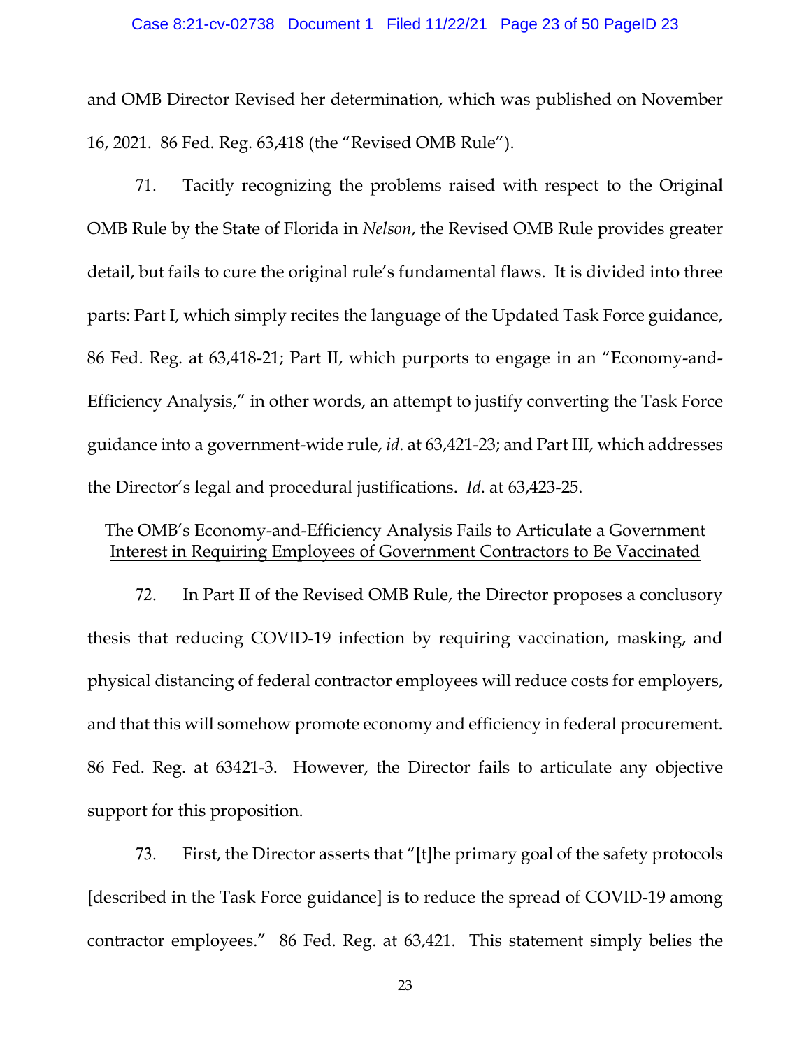and OMB Director Revised her determination, which was published on November 16, 2021. 86 Fed. Reg. 63,418 (the "Revised OMB Rule").

71. Tacitly recognizing the problems raised with respect to the Original OMB Rule by the State of Florida in *Nelson*, the Revised OMB Rule provides greater detail, but fails to cure the original rule's fundamental flaws. It is divided into three parts: Part I, which simply recites the language of the Updated Task Force guidance, 86 Fed. Reg. at 63,418-21; Part II, which purports to engage in an "Economy-and-Efficiency Analysis," in other words, an attempt to justify converting the Task Force guidance into a government-wide rule, *id*. at 63,421-23; and Part III, which addresses the Director's legal and procedural justifications. *Id*. at 63,423-25.

<u>The OMB's Economy-and-Efficiency Analysis Fails to Articulate a Government Interest in Requiring Employees of Government Contractors to Be Vaccinated</u>

72. In Part II of the Revised OMB Rule, the Director proposes a conclusory thesis that reducing COVID-19 infection by requiring vaccination, masking, and physical distancing of federal contractor employees will reduce costs for employers, and that this will somehow promote economy and efficiency in federal procurement. 86 Fed. Reg. at 63421-3. However, the Director fails to articulate any objective support for this proposition.

73. First, the Director asserts that "[t]he primary goal of the safety protocols [described in the Task Force guidance] is to reduce the spread of COVID-19 among contractor employees." 86 Fed. Reg. at 63,421. This statement simply belies the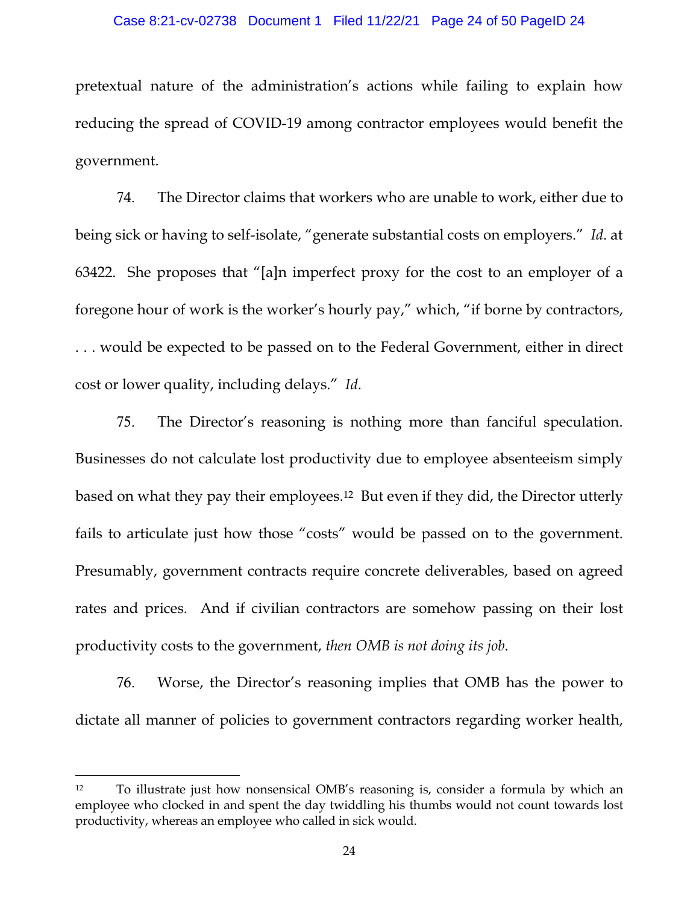pretextual nature of the administration's actions while failing to explain how reducing the spread of COVID-19 among contractor employees would benefit the government.

74. The Director claims that workers who are unable to work, either due to being sick or having to self-isolate, "generate substantial costs on employers." *Id*. at 63422. She proposes that "[a]n imperfect proxy for the cost to an employer of a foregone hour of work is the worker's hourly pay," which, "if borne by contractors, . . . would be expected to be passed on to the Federal Government, either in direct cost or lower quality, including delays." *Id*.

75. The Director's reasoning is nothing more than fanciful speculation. Businesses do not calculate lost productivity due to employee absenteeism simply based on what they pay their employees.[12] But even if they did, the Director utterly fails to articulate just how those "costs" would be passed on to the government. Presumably, government contracts require concrete deliverables, based on agreed rates and prices. And if civilian contractors are somehow passing on their lost productivity costs to the government, *then OMB is not doing its job*.

76. Worse, the Director's reasoning implies that OMB has the power to dictate all manner of policies to government contractors regarding worker health,

---

[12] To illustrate just how nonsensical OMB's reasoning is, consider a formula by which an employee who clocked in and spent the day twiddling his thumbs would not count towards lost productivity, whereas an employee who called in sick would.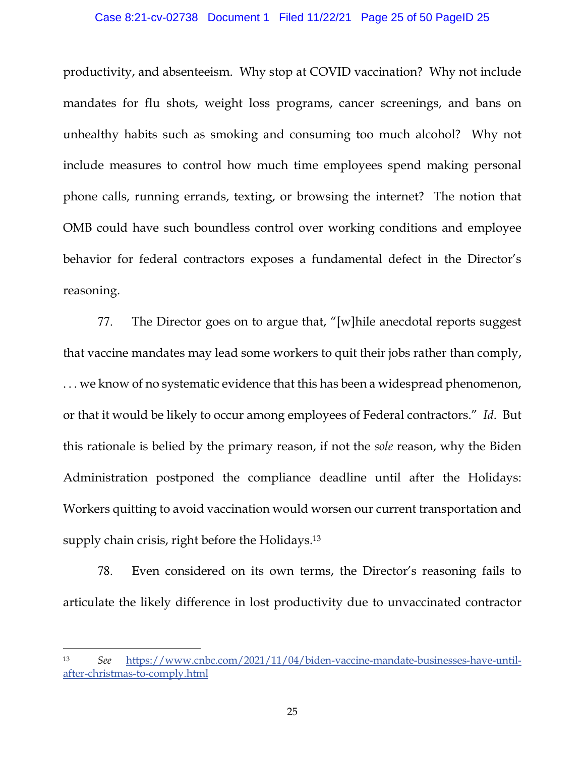productivity, and absenteeism. Why stop at COVID vaccination? Why not include mandates for flu shots, weight loss programs, cancer screenings, and bans on unhealthy habits such as smoking and consuming too much alcohol? Why not include measures to control how much time employees spend making personal phone calls, running errands, texting, or browsing the internet? The notion that OMB could have such boundless control over working conditions and employee behavior for federal contractors exposes a fundamental defect in the Director's reasoning.

77. The Director goes on to argue that, "[w]hile anecdotal reports suggest that vaccine mandates may lead some workers to quit their jobs rather than comply, . . . we know of no systematic evidence that this has been a widespread phenomenon, or that it would be likely to occur among employees of Federal contractors." *Id*. But this rationale is belied by the primary reason, if not the *sole* reason, why the Biden Administration postponed the compliance deadline until after the Holidays: Workers quitting to avoid vaccination would worsen our current transportation and supply chain crisis, right before the Holidays.[13]

78. Even considered on its own terms, the Director's reasoning fails to articulate the likely difference in lost productivity due to unvaccinated contractor

---

[13] *See* https://www.cnbc.com/2021/11/04/biden-vaccine-mandate-businesses-have-until-after-christmas-to-comply.html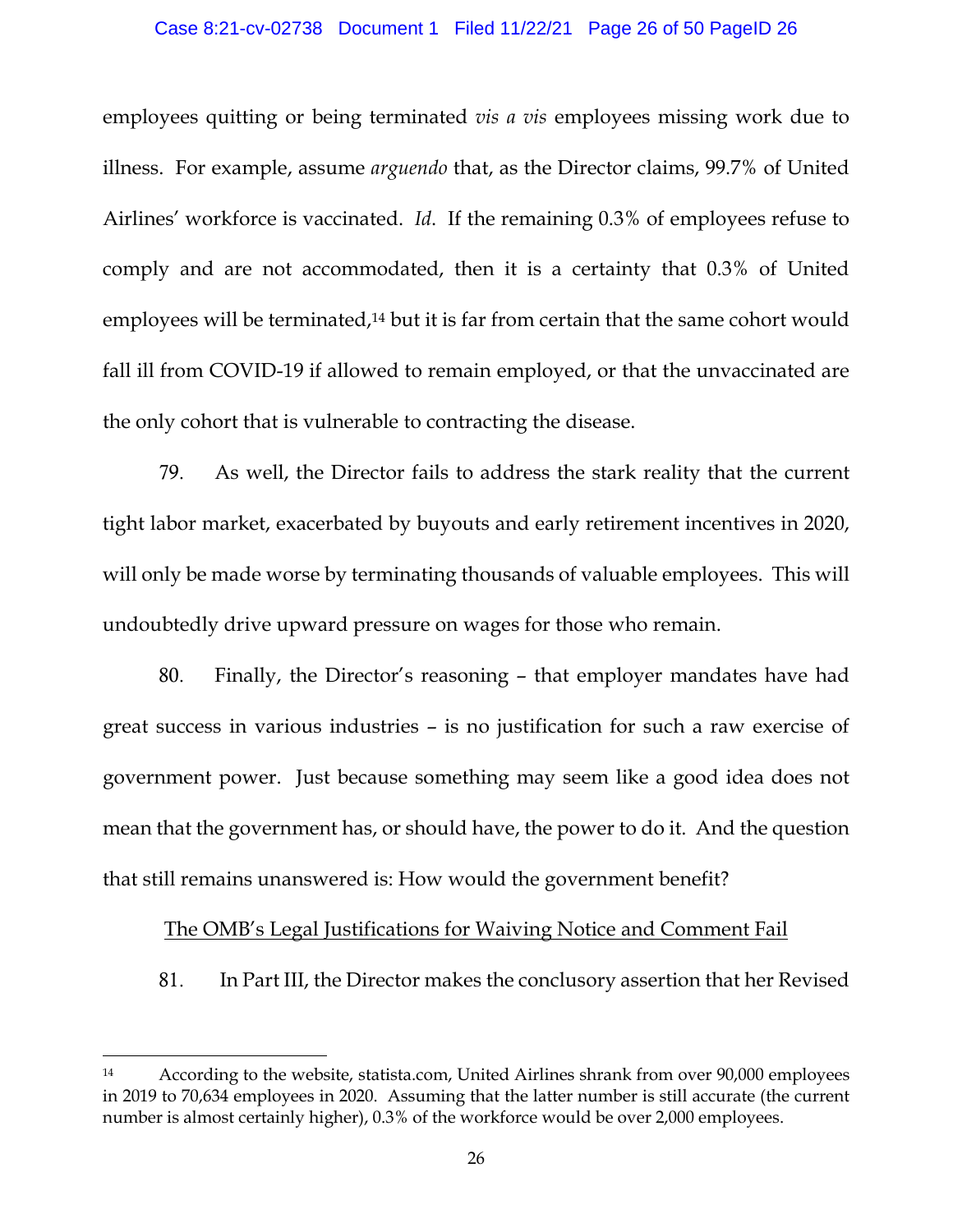employees quitting or being terminated *vis a vis* employees missing work due to illness. For example, assume *arguendo* that, as the Director claims, 99.7% of United Airlines' workforce is vaccinated. *Id*. If the remaining 0.3% of employees refuse to comply and are not accommodated, then it is a certainty that 0.3% of United employees will be terminated,[14] but it is far from certain that the same cohort would fall ill from COVID-19 if allowed to remain employed, or that the unvaccinated are the only cohort that is vulnerable to contracting the disease.

79. As well, the Director fails to address the stark reality that the current tight labor market, exacerbated by buyouts and early retirement incentives in 2020, will only be made worse by terminating thousands of valuable employees. This will undoubtedly drive upward pressure on wages for those who remain.

80. Finally, the Director's reasoning – that employer mandates have had great success in various industries – is no justification for such a raw exercise of government power. Just because something may seem like a good idea does not mean that the government has, or should have, the power to do it. And the question that still remains unanswered is: How would the government benefit?

<u>The OMB's Legal Justifications for Waiving Notice and Comment Fail</u>

81. In Part III, the Director makes the conclusory assertion that her Revised

---

[14] According to the website, statista.com, United Airlines shrank from over 90,000 employees in 2019 to 70,634 employees in 2020. Assuming that the latter number is still accurate (the current number is almost certainly higher), 0.3% of the workforce would be over 2,000 employees.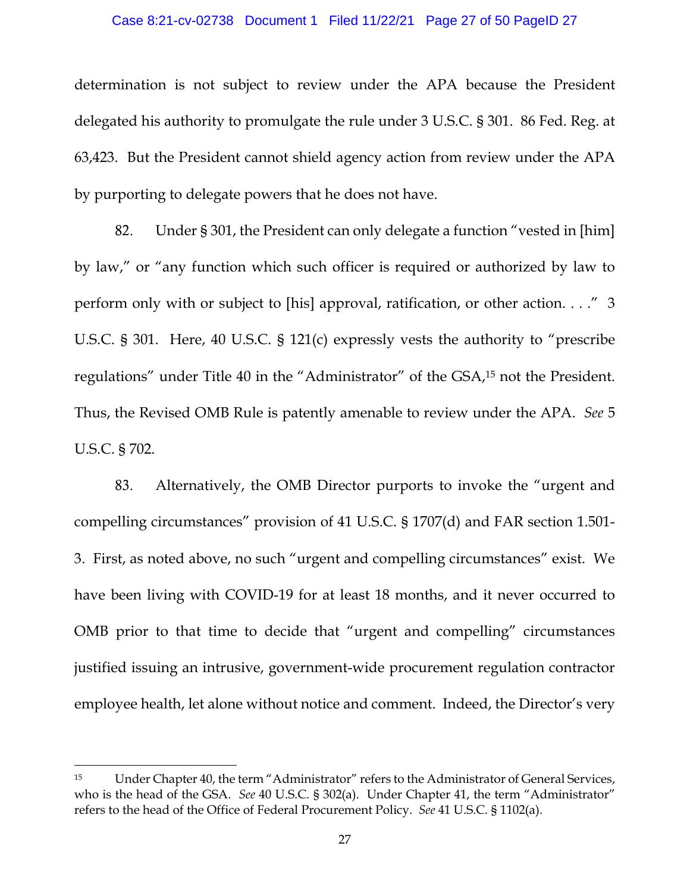determination is not subject to review under the APA because the President delegated his authority to promulgate the rule under 3 U.S.C. § 301. 86 Fed. Reg. at 63,423. But the President cannot shield agency action from review under the APA by purporting to delegate powers that he does not have.

82. Under § 301, the President can only delegate a function "vested in [him] by law," or "any function which such officer is required or authorized by law to perform only with or subject to [his] approval, ratification, or other action. . . ." 3 U.S.C. § 301. Here, 40 U.S.C. § 121(c) expressly vests the authority to "prescribe regulations" under Title 40 in the "Administrator" of the GSA,[15] not the President. Thus, the Revised OMB Rule is patently amenable to review under the APA. *See* 5 U.S.C. § 702.

83. Alternatively, the OMB Director purports to invoke the "urgent and compelling circumstances" provision of 41 U.S.C. § 1707(d) and FAR section 1.501-3. First, as noted above, no such "urgent and compelling circumstances" exist. We have been living with COVID-19 for at least 18 months, and it never occurred to OMB prior to that time to decide that "urgent and compelling" circumstances justified issuing an intrusive, government-wide procurement regulation contractor employee health, let alone without notice and comment. Indeed, the Director's very

---

[15] Under Chapter 40, the term "Administrator" refers to the Administrator of General Services, who is the head of the GSA. *See* 40 U.S.C. § 302(a). Under Chapter 41, the term "Administrator" refers to the head of the Office of Federal Procurement Policy. *See* 41 U.S.C. § 1102(a).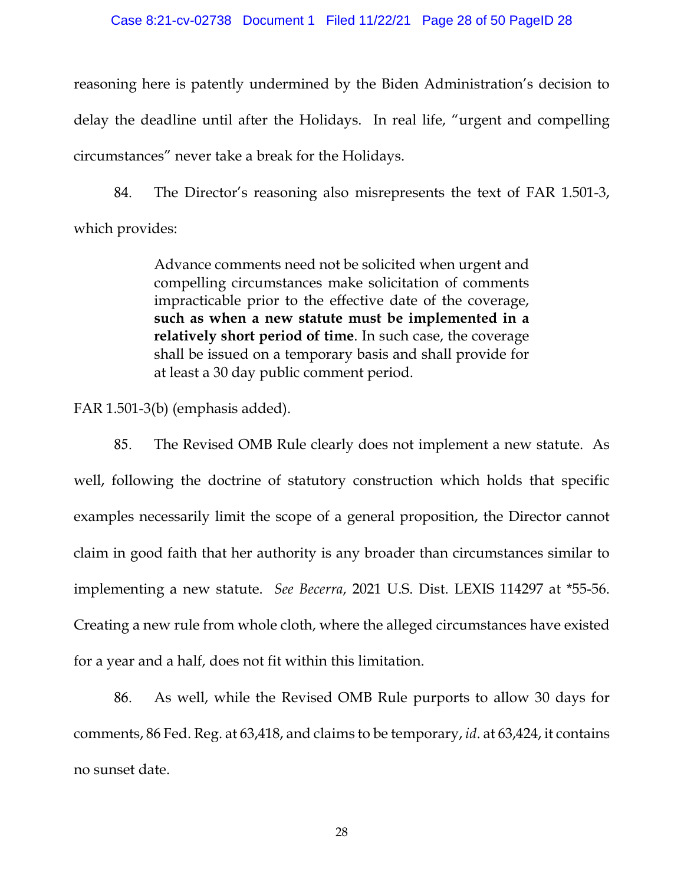reasoning here is patently undermined by the Biden Administration's decision to delay the deadline until after the Holidays. In real life, "urgent and compelling circumstances" never take a break for the Holidays.

84. The Director's reasoning also misrepresents the text of FAR 1.501-3, which provides:

> Advance comments need not be solicited when urgent and compelling circumstances make solicitation of comments impracticable prior to the effective date of the coverage, **such as when a new statute must be implemented in a relatively short period of time**. In such case, the coverage shall be issued on a temporary basis and shall provide for at least a 30 day public comment period.

FAR 1.501-3(b) (emphasis added).

85. The Revised OMB Rule clearly does not implement a new statute. As well, following the doctrine of statutory construction which holds that specific examples necessarily limit the scope of a general proposition, the Director cannot claim in good faith that her authority is any broader than circumstances similar to implementing a new statute. *See Becerra*, 2021 U.S. Dist. LEXIS 114297 at *55-56. Creating a new rule from whole cloth, where the alleged circumstances have existed for a year and a half, does not fit within this limitation.

86. As well, while the Revised OMB Rule purports to allow 30 days for comments, 86 Fed. Reg. at 63,418, and claims to be temporary, *id*. at 63,424, it contains no sunset date.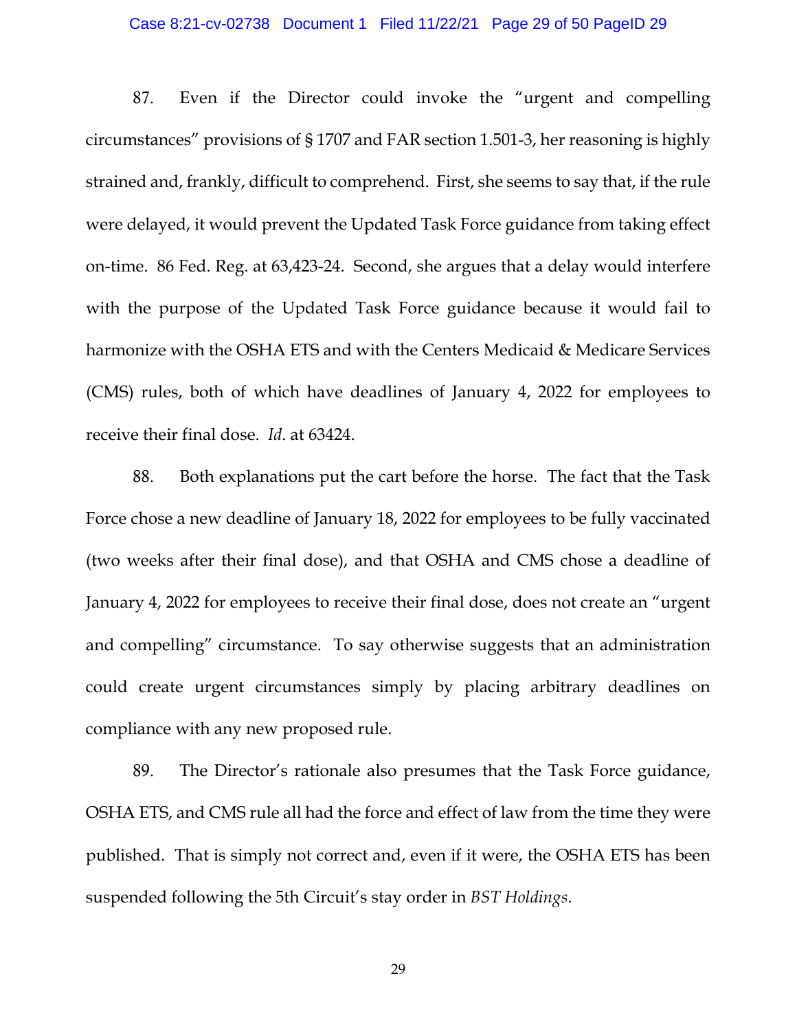87. Even if the Director could invoke the "urgent and compelling circumstances" provisions of § 1707 and FAR section 1.501-3, her reasoning is highly strained and, frankly, difficult to comprehend. First, she seems to say that, if the rule were delayed, it would prevent the Updated Task Force guidance from taking effect on-time. 86 Fed. Reg. at 63,423-24. Second, she argues that a delay would interfere with the purpose of the Updated Task Force guidance because it would fail to harmonize with the OSHA ETS and with the Centers Medicaid & Medicare Services (CMS) rules, both of which have deadlines of January 4, 2022 for employees to receive their final dose. *Id*. at 63424.

88. Both explanations put the cart before the horse. The fact that the Task Force chose a new deadline of January 18, 2022 for employees to be fully vaccinated (two weeks after their final dose), and that OSHA and CMS chose a deadline of January 4, 2022 for employees to receive their final dose, does not create an "urgent and compelling" circumstance. To say otherwise suggests that an administration could create urgent circumstances simply by placing arbitrary deadlines on compliance with any new proposed rule.

89. The Director's rationale also presumes that the Task Force guidance, OSHA ETS, and CMS rule all had the force and effect of law from the time they were published. That is simply not correct and, even if it were, the OSHA ETS has been suspended following the 5th Circuit's stay order in *BST Holdings*.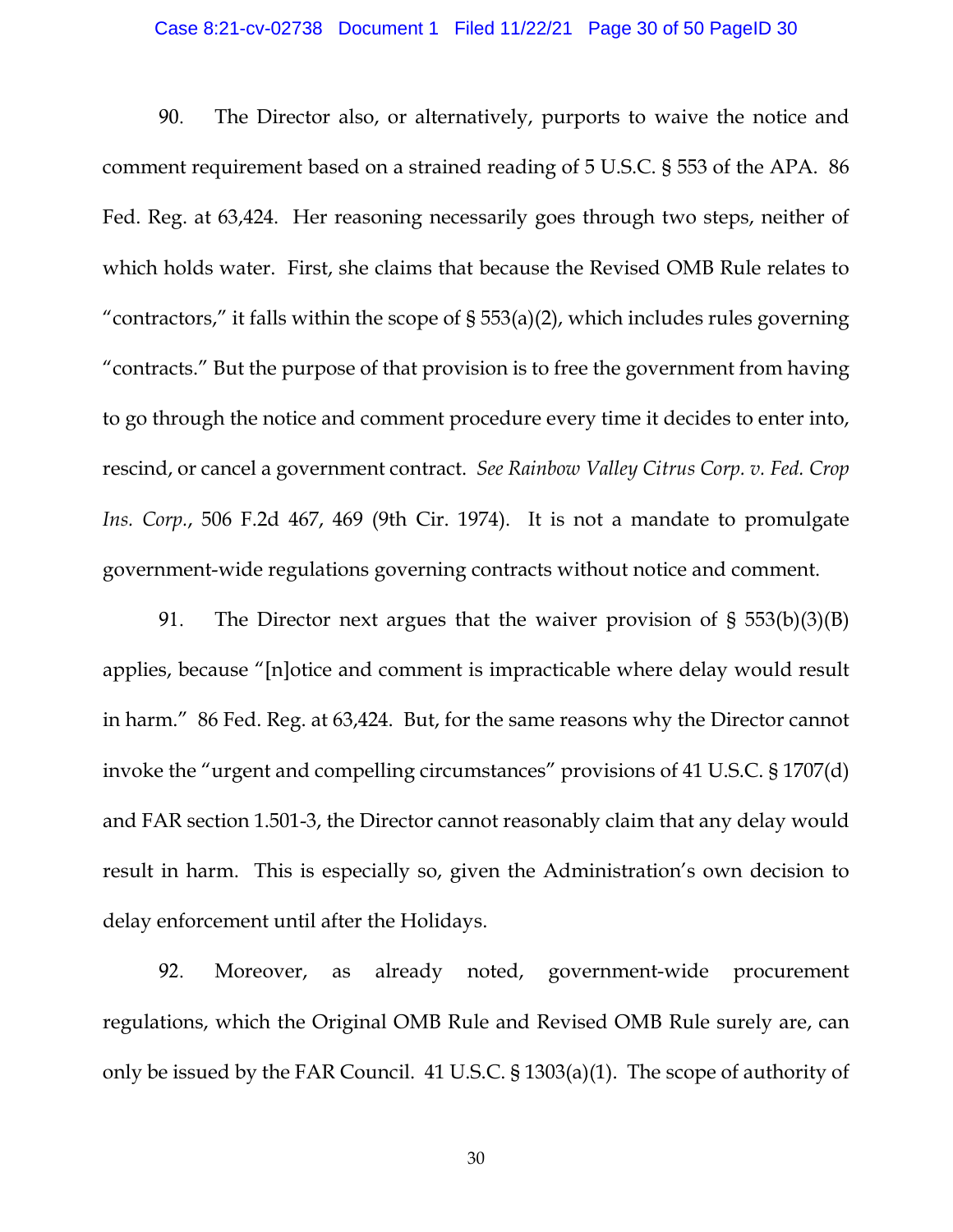90. The Director also, or alternatively, purports to waive the notice and comment requirement based on a strained reading of 5 U.S.C. § 553 of the APA. 86 Fed. Reg. at 63,424. Her reasoning necessarily goes through two steps, neither of which holds water. First, she claims that because the Revised OMB Rule relates to "contractors," it falls within the scope of § 553(a)(2), which includes rules governing "contracts." But the purpose of that provision is to free the government from having to go through the notice and comment procedure every time it decides to enter into, rescind, or cancel a government contract. *See Rainbow Valley Citrus Corp. v. Fed. Crop Ins. Corp.*, 506 F.2d 467, 469 (9th Cir. 1974). It is not a mandate to promulgate government-wide regulations governing contracts without notice and comment.

91. The Director next argues that the waiver provision of § 553(b)(3)(B) applies, because "[n]otice and comment is impracticable where delay would result in harm." 86 Fed. Reg. at 63,424. But, for the same reasons why the Director cannot invoke the "urgent and compelling circumstances" provisions of 41 U.S.C. § 1707(d) and FAR section 1.501-3, the Director cannot reasonably claim that any delay would result in harm. This is especially so, given the Administration's own decision to delay enforcement until after the Holidays.

92. Moreover, as already noted, government-wide procurement regulations, which the Original OMB Rule and Revised OMB Rule surely are, can only be issued by the FAR Council. 41 U.S.C. § 1303(a)(1). The scope of authority of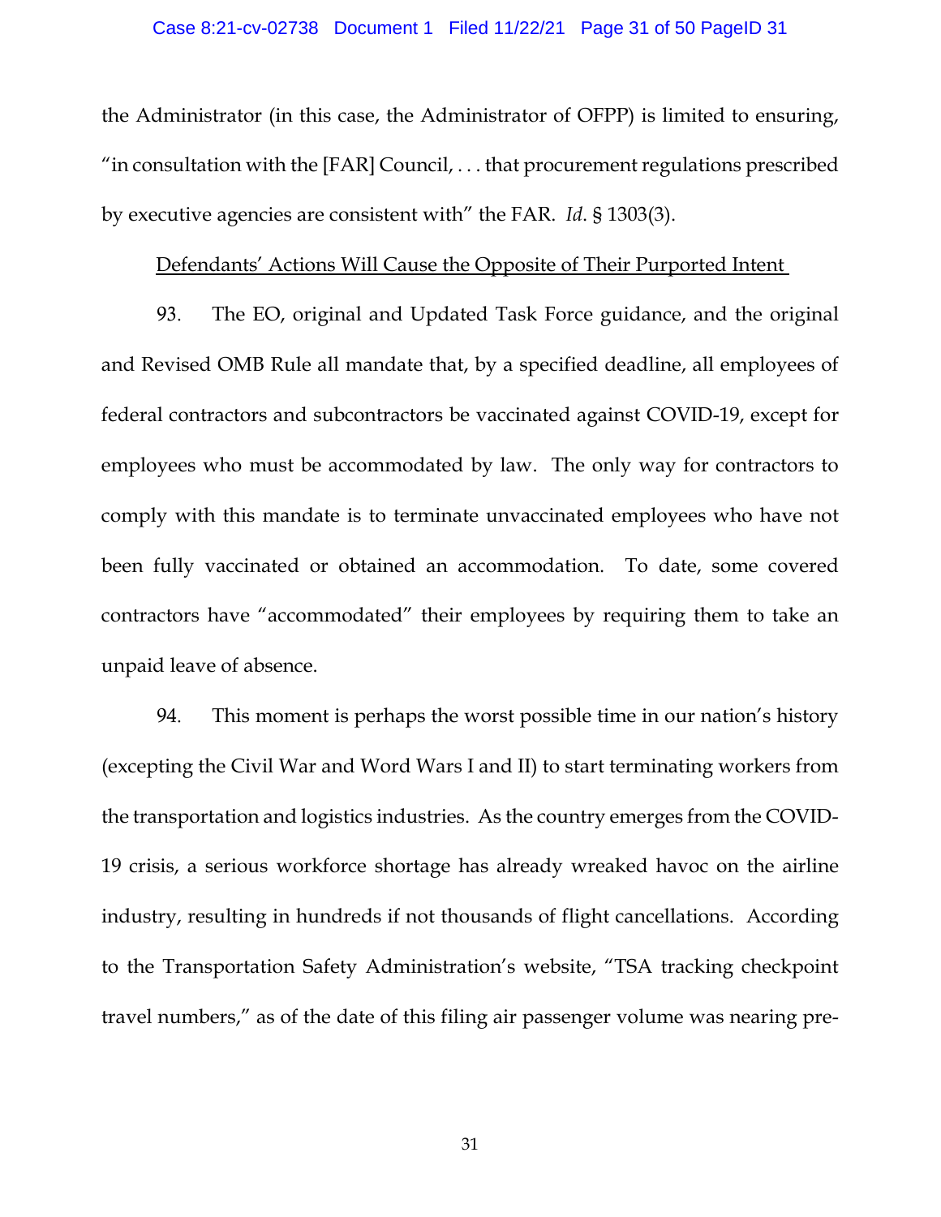the Administrator (in this case, the Administrator of OFPP) is limited to ensuring, "in consultation with the [FAR] Council, . . . that procurement regulations prescribed by executive agencies are consistent with" the FAR. *Id*. § 1303(3).

<u>Defendants' Actions Will Cause the Opposite of Their Purported Intent</u>

93. The EO, original and Updated Task Force guidance, and the original and Revised OMB Rule all mandate that, by a specified deadline, all employees of federal contractors and subcontractors be vaccinated against COVID-19, except for employees who must be accommodated by law. The only way for contractors to comply with this mandate is to terminate unvaccinated employees who have not been fully vaccinated or obtained an accommodation. To date, some covered contractors have "accommodated" their employees by requiring them to take an unpaid leave of absence.

94. This moment is perhaps the worst possible time in our nation's history (excepting the Civil War and Word Wars I and II) to start terminating workers from the transportation and logistics industries. As the country emerges from the COVID-19 crisis, a serious workforce shortage has already wreaked havoc on the airline industry, resulting in hundreds if not thousands of flight cancellations. According to the Transportation Safety Administration's website, "TSA tracking checkpoint travel numbers," as of the date of this filing air passenger volume was nearing pre-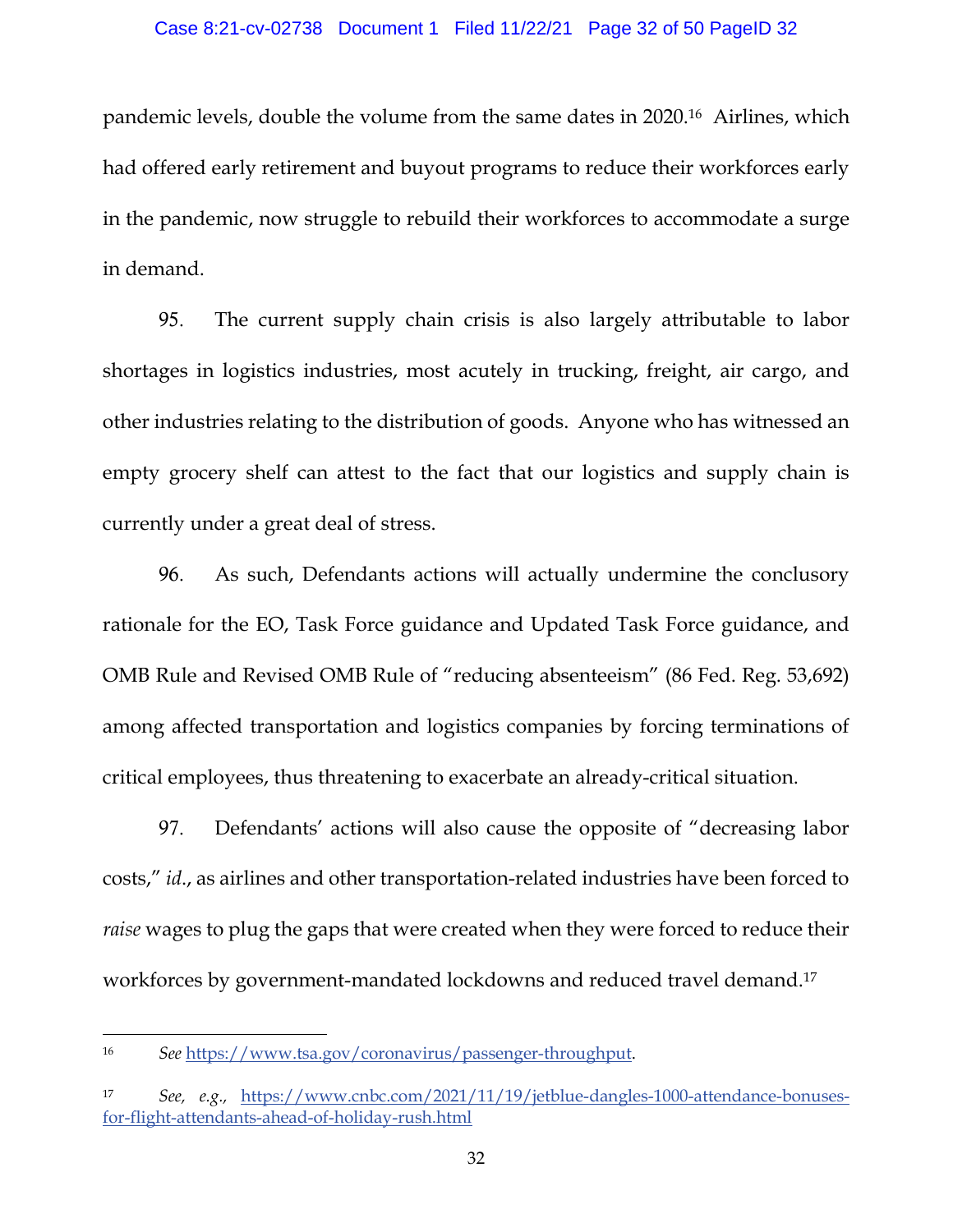pandemic levels, double the volume from the same dates in 2020.[16] Airlines, which had offered early retirement and buyout programs to reduce their workforces early in the pandemic, now struggle to rebuild their workforces to accommodate a surge in demand.

95. The current supply chain crisis is also largely attributable to labor shortages in logistics industries, most acutely in trucking, freight, air cargo, and other industries relating to the distribution of goods. Anyone who has witnessed an empty grocery shelf can attest to the fact that our logistics and supply chain is currently under a great deal of stress.

96. As such, Defendants actions will actually undermine the conclusory rationale for the EO, Task Force guidance and Updated Task Force guidance, and OMB Rule and Revised OMB Rule of "reducing absenteeism" (86 Fed. Reg. 53,692) among affected transportation and logistics companies by forcing terminations of critical employees, thus threatening to exacerbate an already-critical situation.

97. Defendants' actions will also cause the opposite of "decreasing labor costs," *id*., as airlines and other transportation-related industries have been forced to *raise* wages to plug the gaps that were created when they were forced to reduce their workforces by government-mandated lockdowns and reduced travel demand.[17]

---

[16] *See* https://www.tsa.gov/coronavirus/passenger-throughput.

[17] *See, e.g.*, https://www.cnbc.com/2021/11/19/jetblue-dangles-1000-attendance-bonuses-for-flight-attendants-ahead-of-holiday-rush.html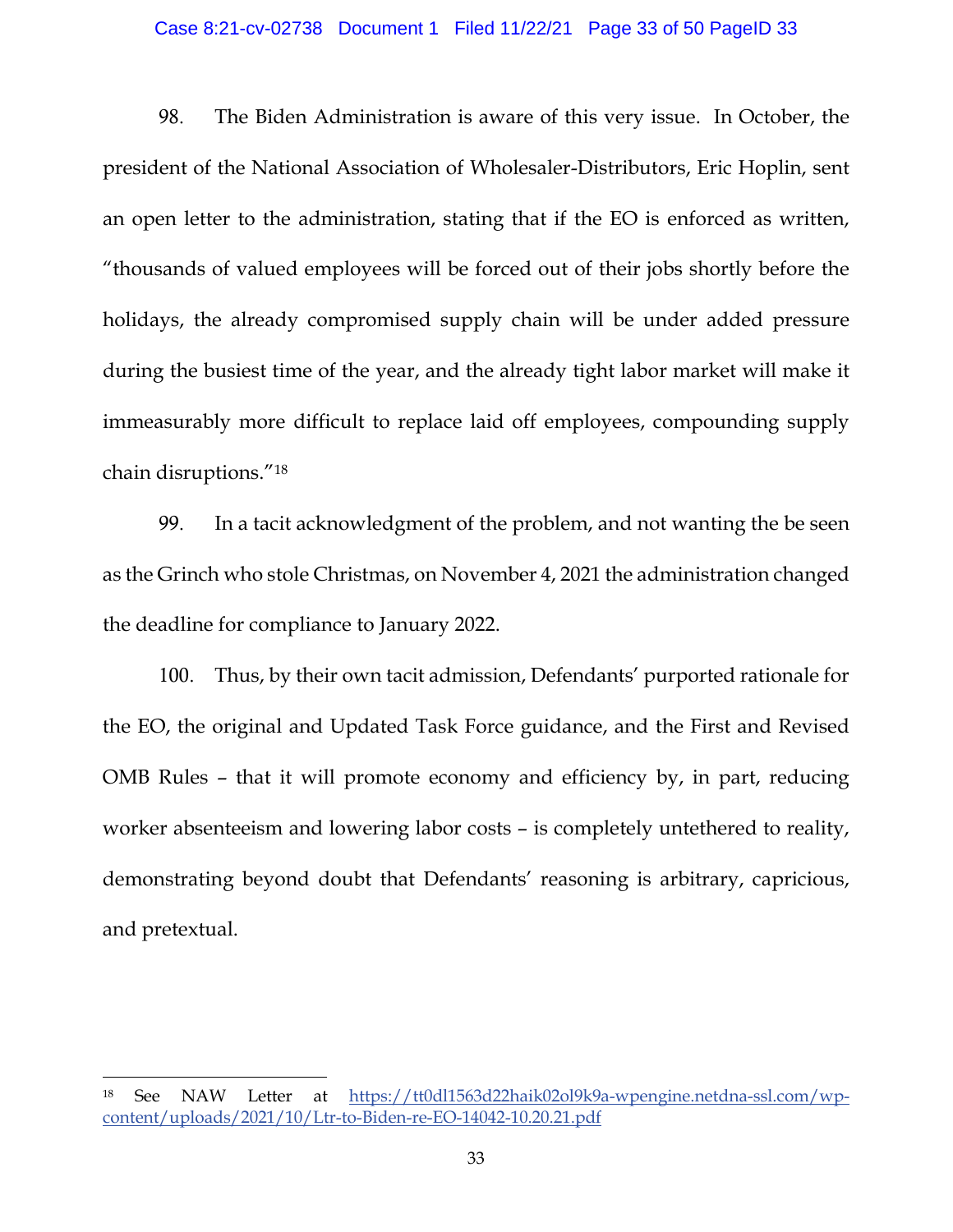98. The Biden Administration is aware of this very issue. In October, the president of the National Association of Wholesaler-Distributors, Eric Hoplin, sent an open letter to the administration, stating that if the EO is enforced as written, "thousands of valued employees will be forced out of their jobs shortly before the holidays, the already compromised supply chain will be under added pressure during the busiest time of the year, and the already tight labor market will make it immeasurably more difficult to replace laid off employees, compounding supply chain disruptions."[18]

99. In a tacit acknowledgment of the problem, and not wanting the be seen as the Grinch who stole Christmas, on November 4, 2021 the administration changed the deadline for compliance to January 2022.

100. Thus, by their own tacit admission, Defendants' purported rationale for the EO, the original and Updated Task Force guidance, and the First and Revised OMB Rules – that it will promote economy and efficiency by, in part, reducing worker absenteeism and lowering labor costs – is completely untethered to reality, demonstrating beyond doubt that Defendants' reasoning is arbitrary, capricious, and pretextual.

---

[18] See NAW Letter at https://tt0dl1563d22haik02ol9k9a-wpengine.netdna-ssl.com/wp-content/uploads/2021/10/Ltr-to-Biden-re-EO-14042-10.20.21.pdf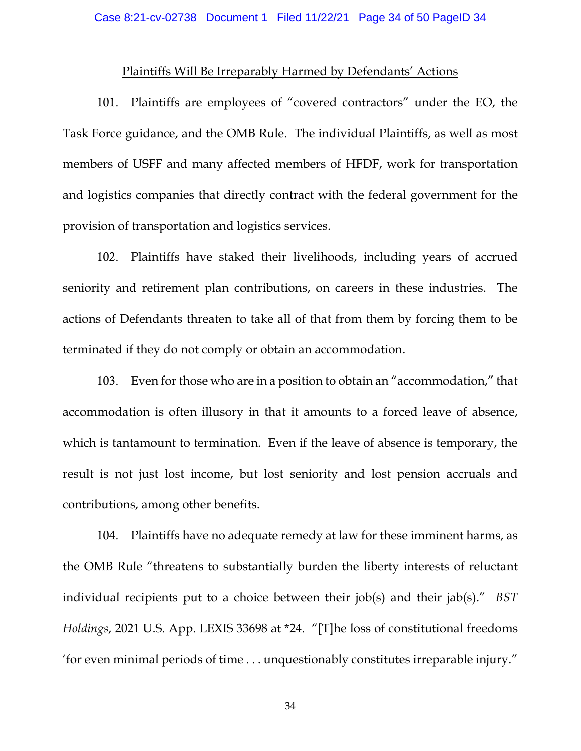## Plaintiffs Will Be Irreparably Harmed by Defendants' Actions

101. Plaintiffs are employees of "covered contractors" under the EO, the Task Force guidance, and the OMB Rule. The individual Plaintiffs, as well as most members of USFF and many affected members of HFDF, work for transportation and logistics companies that directly contract with the federal government for the provision of transportation and logistics services.

102. Plaintiffs have staked their livelihoods, including years of accrued seniority and retirement plan contributions, on careers in these industries. The actions of Defendants threaten to take all of that from them by forcing them to be terminated if they do not comply or obtain an accommodation.

103. Even for those who are in a position to obtain an "accommodation," that accommodation is often illusory in that it amounts to a forced leave of absence, which is tantamount to termination. Even if the leave of absence is temporary, the result is not just lost income, but lost seniority and lost pension accruals and contributions, among other benefits.

104. Plaintiffs have no adequate remedy at law for these imminent harms, as the OMB Rule "threatens to substantially burden the liberty interests of reluctant individual recipients put to a choice between their job(s) and their jab(s)." *BST Holdings*, 2021 U.S. App. LEXIS 33698 at *24. "[T]he loss of constitutional freedoms 'for even minimal periods of time . . . unquestionably constitutes irreparable injury."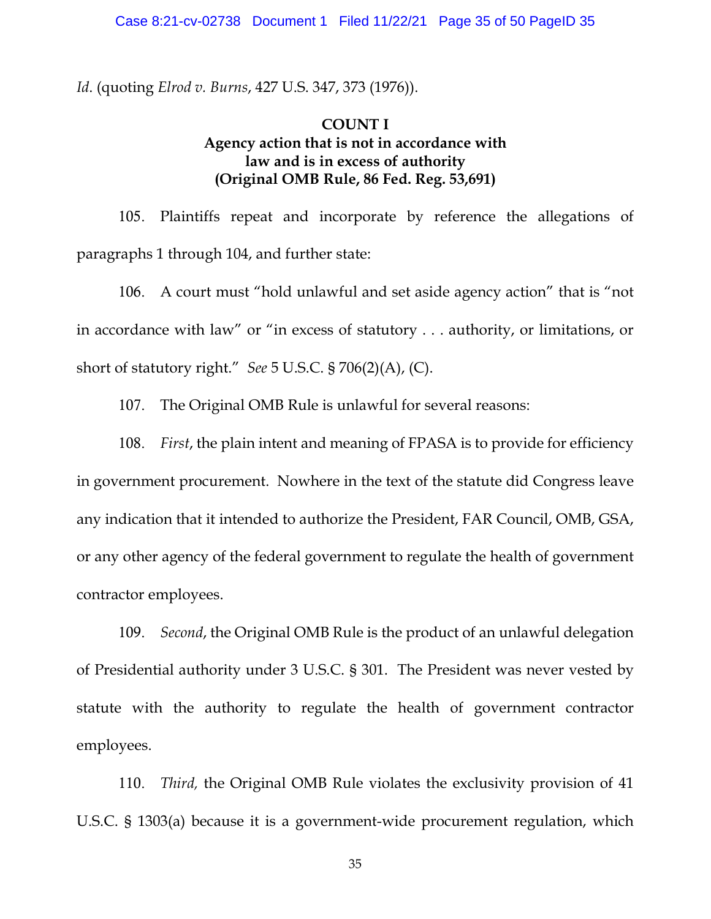*Id*. (quoting *Elrod v. Burns*, 427 U.S. 347, 373 (1976)).

**COUNT I**
**Agency action that is not in accordance with law and is in excess of authority**
**(Original OMB Rule, 86 Fed. Reg. 53,691)**

105. Plaintiffs repeat and incorporate by reference the allegations of paragraphs 1 through 104, and further state:

106. A court must "hold unlawful and set aside agency action" that is "not in accordance with law" or "in excess of statutory . . . authority, or limitations, or short of statutory right." *See* 5 U.S.C. § 706(2)(A), (C).

107. The Original OMB Rule is unlawful for several reasons:

108. *First*, the plain intent and meaning of FPASA is to provide for efficiency in government procurement. Nowhere in the text of the statute did Congress leave any indication that it intended to authorize the President, FAR Council, OMB, GSA, or any other agency of the federal government to regulate the health of government contractor employees.

109. *Second*, the Original OMB Rule is the product of an unlawful delegation of Presidential authority under 3 U.S.C. § 301. The President was never vested by statute with the authority to regulate the health of government contractor employees.

110. *Third,* the Original OMB Rule violates the exclusivity provision of 41 U.S.C. § 1303(a) because it is a government-wide procurement regulation, which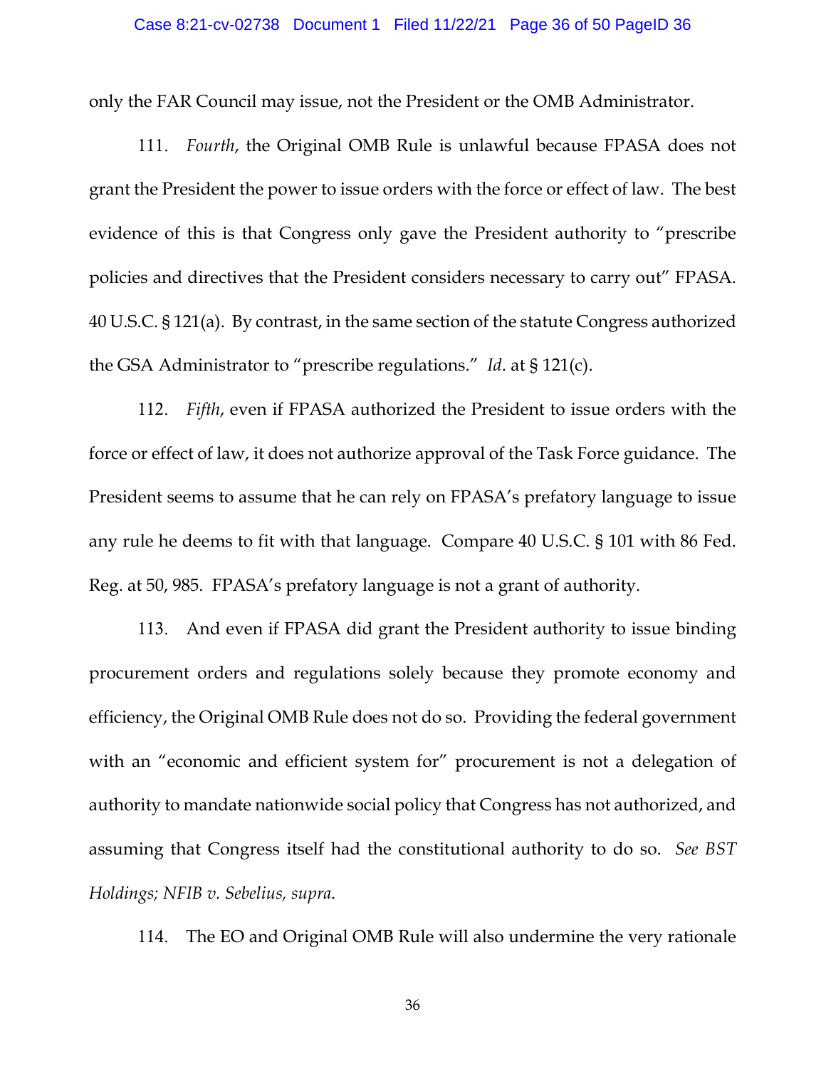only the FAR Council may issue, not the President or the OMB Administrator.

111. *Fourth*, the Original OMB Rule is unlawful because FPASA does not grant the President the power to issue orders with the force or effect of law. The best evidence of this is that Congress only gave the President authority to "prescribe policies and directives that the President considers necessary to carry out" FPASA. 40 U.S.C. § 121(a). By contrast, in the same section of the statute Congress authorized the GSA Administrator to "prescribe regulations." *Id*. at § 121(c).

112. *Fifth*, even if FPASA authorized the President to issue orders with the force or effect of law, it does not authorize approval of the Task Force guidance. The President seems to assume that he can rely on FPASA's prefatory language to issue any rule he deems to fit with that language. Compare 40 U.S.C. § 101 with 86 Fed. Reg. at 50, 985. FPASA's prefatory language is not a grant of authority.

113. And even if FPASA did grant the President authority to issue binding procurement orders and regulations solely because they promote economy and efficiency, the Original OMB Rule does not do so. Providing the federal government with an "economic and efficient system for" procurement is not a delegation of authority to mandate nationwide social policy that Congress has not authorized, and assuming that Congress itself had the constitutional authority to do so. *See BST Holdings; NFIB v. Sebelius, supra*.

114. The EO and Original OMB Rule will also undermine the very rationale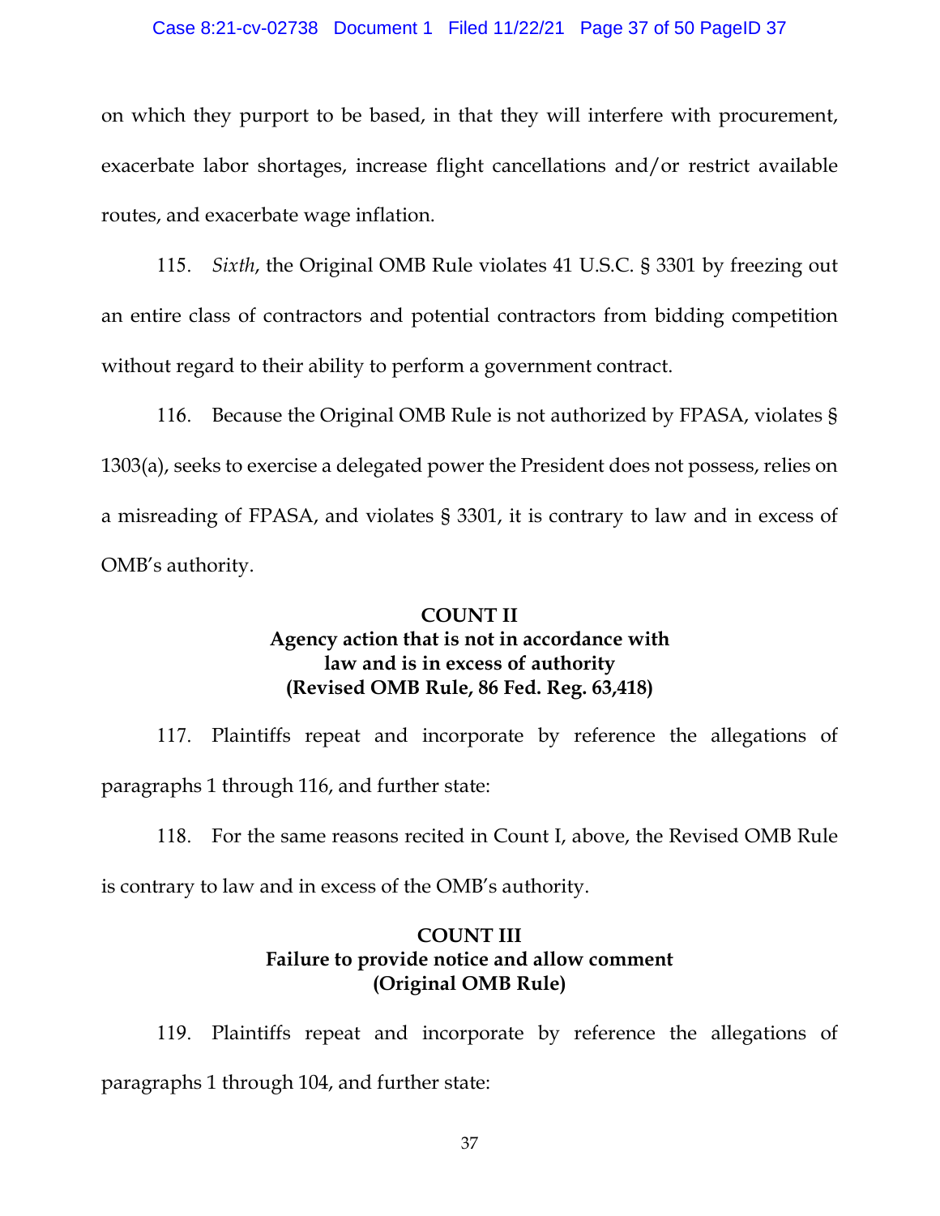on which they purport to be based, in that they will interfere with procurement, exacerbate labor shortages, increase flight cancellations and/or restrict available routes, and exacerbate wage inflation.

115. *Sixth*, the Original OMB Rule violates 41 U.S.C. § 3301 by freezing out an entire class of contractors and potential contractors from bidding competition without regard to their ability to perform a government contract.

116. Because the Original OMB Rule is not authorized by FPASA, violates § 1303(a), seeks to exercise a delegated power the President does not possess, relies on a misreading of FPASA, and violates § 3301, it is contrary to law and in excess of OMB's authority.

## COUNT II
### Agency action that is not in accordance with law and is in excess of authority
### (Revised OMB Rule, 86 Fed. Reg. 63,418)

117. Plaintiffs repeat and incorporate by reference the allegations of paragraphs 1 through 116, and further state:

118. For the same reasons recited in Count I, above, the Revised OMB Rule is contrary to law and in excess of the OMB's authority.

## COUNT III
### Failure to provide notice and allow comment
### (Original OMB Rule)

119. Plaintiffs repeat and incorporate by reference the allegations of paragraphs 1 through 104, and further state: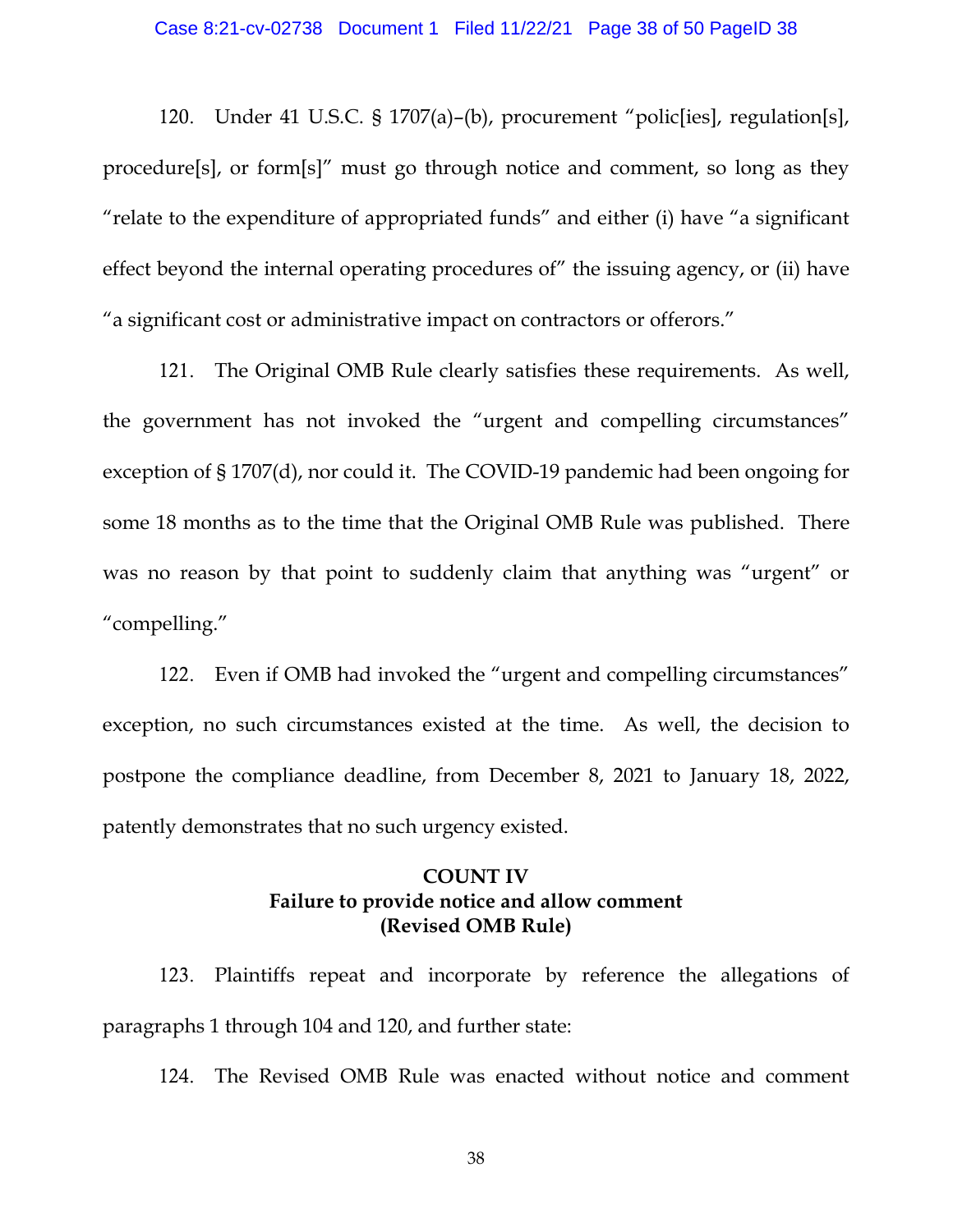120. Under 41 U.S.C. § 1707(a)–(b), procurement "polic[ies], regulation[s], procedure[s], or form[s]" must go through notice and comment, so long as they "relate to the expenditure of appropriated funds" and either (i) have "a significant effect beyond the internal operating procedures of" the issuing agency, or (ii) have "a significant cost or administrative impact on contractors or offerors."

121. The Original OMB Rule clearly satisfies these requirements. As well, the government has not invoked the "urgent and compelling circumstances" exception of § 1707(d), nor could it. The COVID-19 pandemic had been ongoing for some 18 months as to the time that the Original OMB Rule was published. There was no reason by that point to suddenly claim that anything was "urgent" or "compelling."

122. Even if OMB had invoked the "urgent and compelling circumstances" exception, no such circumstances existed at the time. As well, the decision to postpone the compliance deadline, from December 8, 2021 to January 18, 2022, patently demonstrates that no such urgency existed.

## COUNT IV
### Failure to provide notice and allow comment
### (Revised OMB Rule)

123. Plaintiffs repeat and incorporate by reference the allegations of paragraphs 1 through 104 and 120, and further state:

124. The Revised OMB Rule was enacted without notice and comment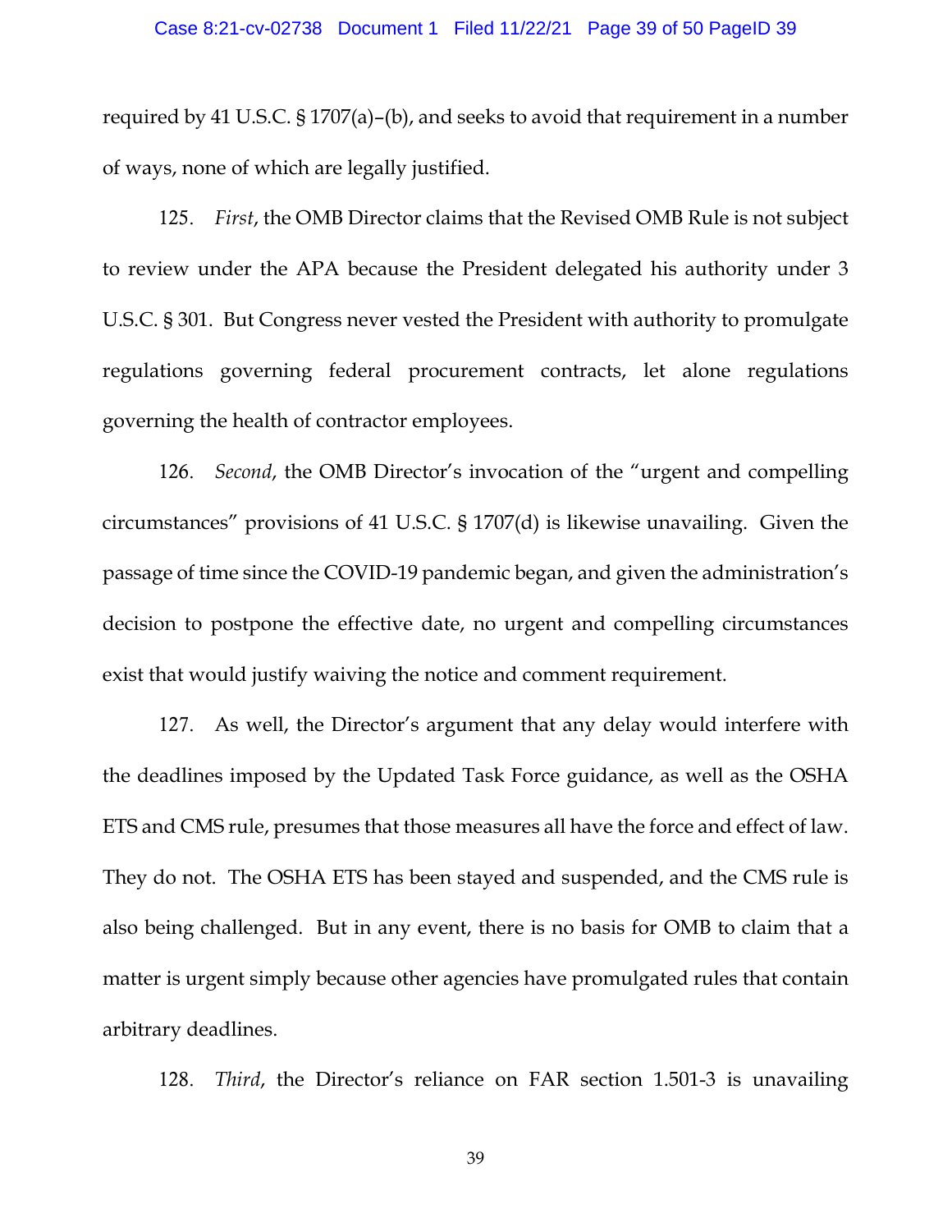required by 41 U.S.C. § 1707(a)–(b), and seeks to avoid that requirement in a number of ways, none of which are legally justified.

125. *First*, the OMB Director claims that the Revised OMB Rule is not subject to review under the APA because the President delegated his authority under 3 U.S.C. § 301. But Congress never vested the President with authority to promulgate regulations governing federal procurement contracts, let alone regulations governing the health of contractor employees.

126. *Second*, the OMB Director's invocation of the "urgent and compelling circumstances" provisions of 41 U.S.C. § 1707(d) is likewise unavailing. Given the passage of time since the COVID-19 pandemic began, and given the administration's decision to postpone the effective date, no urgent and compelling circumstances exist that would justify waiving the notice and comment requirement.

127. As well, the Director's argument that any delay would interfere with the deadlines imposed by the Updated Task Force guidance, as well as the OSHA ETS and CMS rule, presumes that those measures all have the force and effect of law. They do not. The OSHA ETS has been stayed and suspended, and the CMS rule is also being challenged. But in any event, there is no basis for OMB to claim that a matter is urgent simply because other agencies have promulgated rules that contain arbitrary deadlines.

128. *Third*, the Director's reliance on FAR section 1.501-3 is unavailing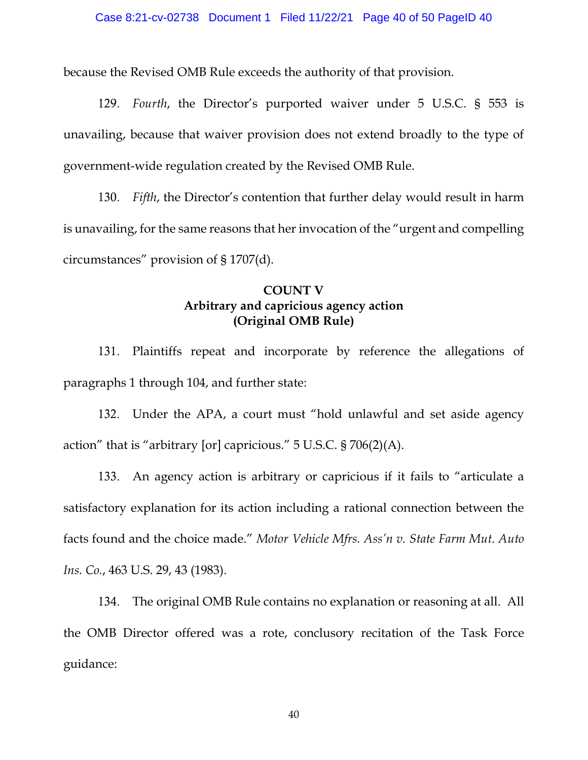because the Revised OMB Rule exceeds the authority of that provision.

129. *Fourth*, the Director's purported waiver under 5 U.S.C. § 553 is unavailing, because that waiver provision does not extend broadly to the type of government-wide regulation created by the Revised OMB Rule.

130. *Fifth*, the Director's contention that further delay would result in harm is unavailing, for the same reasons that her invocation of the "urgent and compelling circumstances" provision of § 1707(d).

**COUNT V**
**Arbitrary and capricious agency action**
**(Original OMB Rule)**

131. Plaintiffs repeat and incorporate by reference the allegations of paragraphs 1 through 104, and further state:

132. Under the APA, a court must "hold unlawful and set aside agency action" that is "arbitrary [or] capricious." 5 U.S.C. § 706(2)(A).

133. An agency action is arbitrary or capricious if it fails to "articulate a satisfactory explanation for its action including a rational connection between the facts found and the choice made." *Motor Vehicle Mfrs. Ass'n v. State Farm Mut. Auto Ins. Co.*, 463 U.S. 29, 43 (1983).

134. The original OMB Rule contains no explanation or reasoning at all. All the OMB Director offered was a rote, conclusory recitation of the Task Force guidance: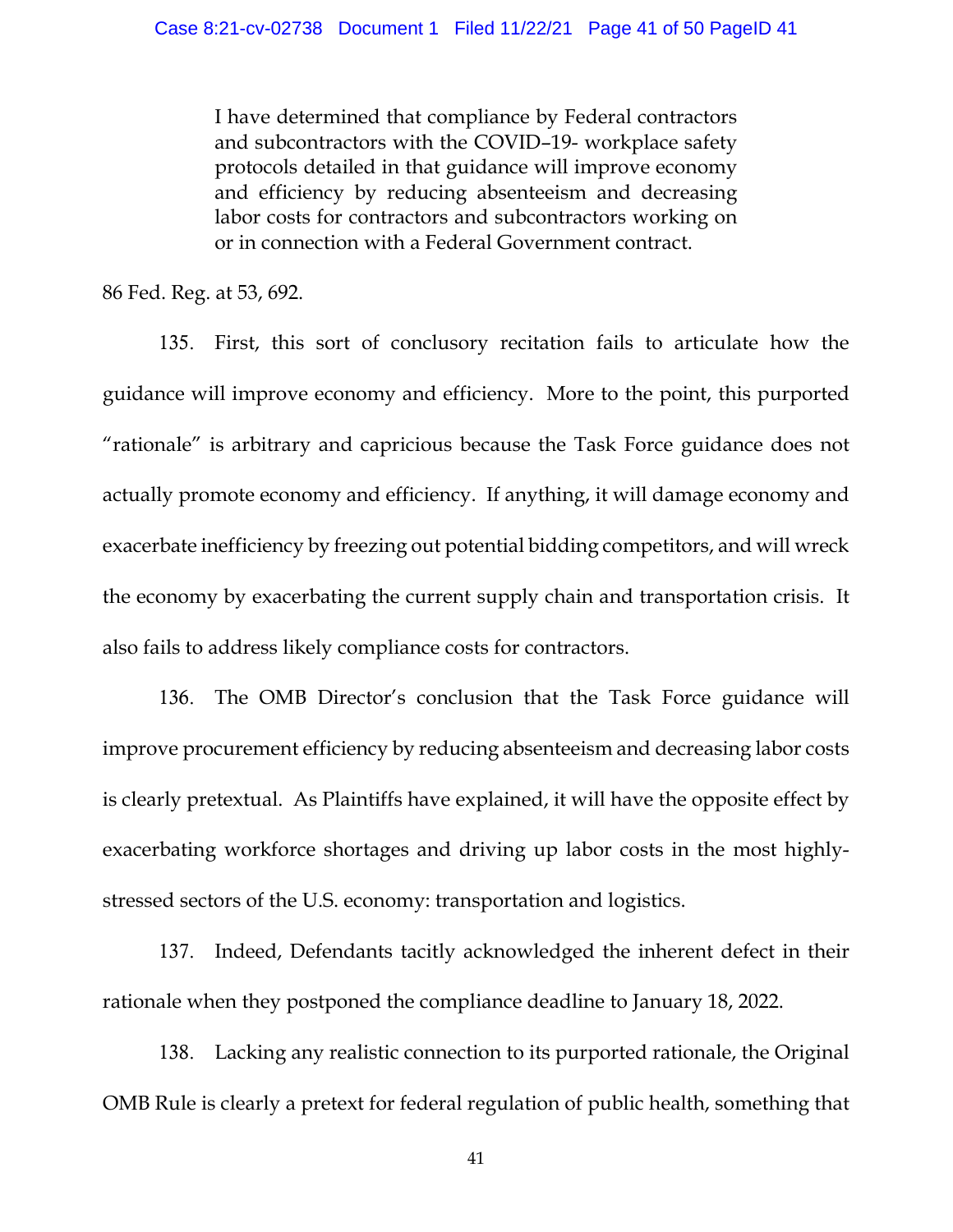> I have determined that compliance by Federal contractors and subcontractors with the COVID–19- workplace safety protocols detailed in that guidance will improve economy and efficiency by reducing absenteeism and decreasing labor costs for contractors and subcontractors working on or in connection with a Federal Government contract.

86 Fed. Reg. at 53, 692.

135. First, this sort of conclusory recitation fails to articulate how the guidance will improve economy and efficiency. More to the point, this purported "rationale" is arbitrary and capricious because the Task Force guidance does not actually promote economy and efficiency. If anything, it will damage economy and exacerbate inefficiency by freezing out potential bidding competitors, and will wreck the economy by exacerbating the current supply chain and transportation crisis. It also fails to address likely compliance costs for contractors.

136. The OMB Director's conclusion that the Task Force guidance will improve procurement efficiency by reducing absenteeism and decreasing labor costs is clearly pretextual. As Plaintiffs have explained, it will have the opposite effect by exacerbating workforce shortages and driving up labor costs in the most highly-stressed sectors of the U.S. economy: transportation and logistics.

137. Indeed, Defendants tacitly acknowledged the inherent defect in their rationale when they postponed the compliance deadline to January 18, 2022.

138. Lacking any realistic connection to its purported rationale, the Original OMB Rule is clearly a pretext for federal regulation of public health, something that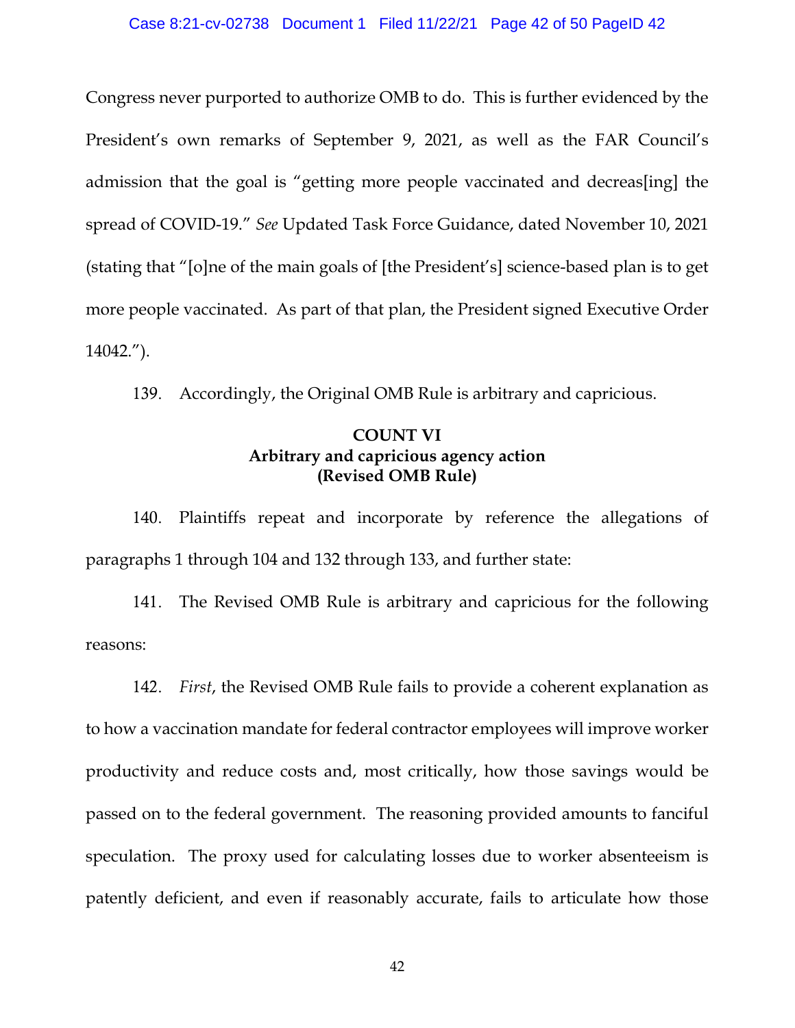Congress never purported to authorize OMB to do. This is further evidenced by the President's own remarks of September 9, 2021, as well as the FAR Council's admission that the goal is "getting more people vaccinated and decreas[ing] the spread of COVID-19." *See* Updated Task Force Guidance, dated November 10, 2021 (stating that "[o]ne of the main goals of [the President's] science-based plan is to get more people vaccinated. As part of that plan, the President signed Executive Order 14042.").

139. Accordingly, the Original OMB Rule is arbitrary and capricious.

**COUNT VI**
**Arbitrary and capricious agency action**
**(Revised OMB Rule)**

140. Plaintiffs repeat and incorporate by reference the allegations of paragraphs 1 through 104 and 132 through 133, and further state:

141. The Revised OMB Rule is arbitrary and capricious for the following reasons:

142. *First*, the Revised OMB Rule fails to provide a coherent explanation as to how a vaccination mandate for federal contractor employees will improve worker productivity and reduce costs and, most critically, how those savings would be passed on to the federal government. The reasoning provided amounts to fanciful speculation. The proxy used for calculating losses due to worker absenteeism is patently deficient, and even if reasonably accurate, fails to articulate how those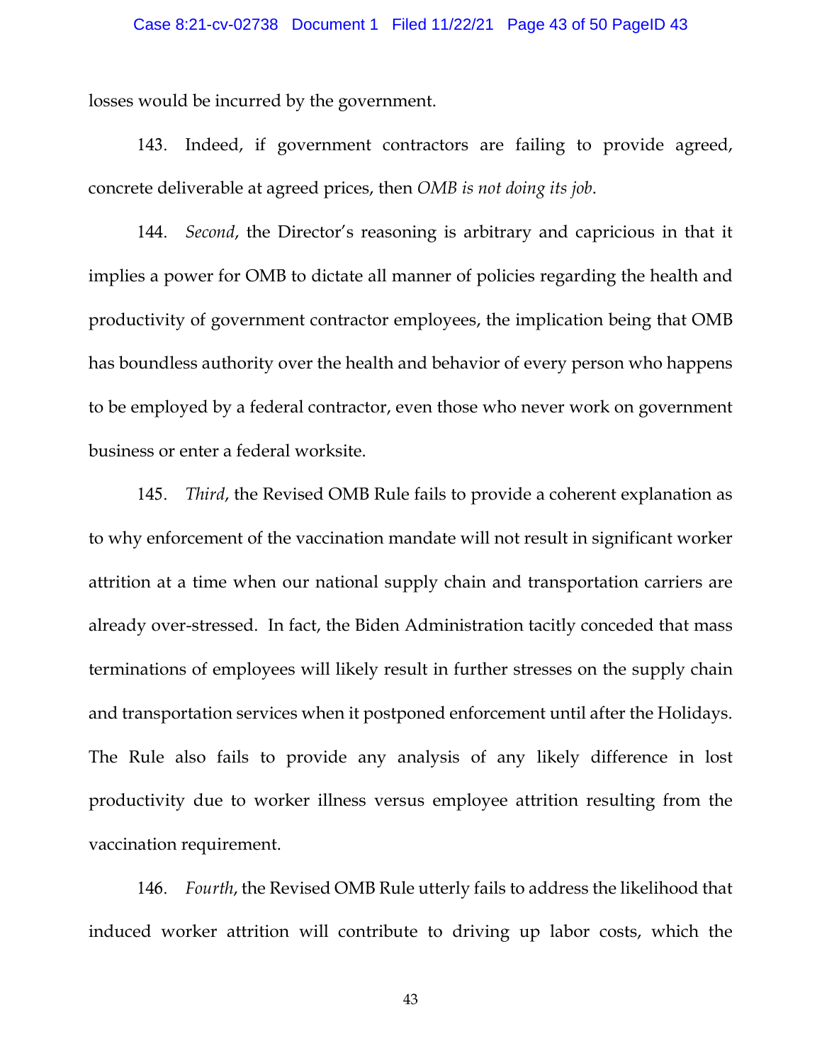losses would be incurred by the government.

143. Indeed, if government contractors are failing to provide agreed, concrete deliverable at agreed prices, then *OMB is not doing its job*.

144. *Second*, the Director's reasoning is arbitrary and capricious in that it implies a power for OMB to dictate all manner of policies regarding the health and productivity of government contractor employees, the implication being that OMB has boundless authority over the health and behavior of every person who happens to be employed by a federal contractor, even those who never work on government business or enter a federal worksite.

145. *Third*, the Revised OMB Rule fails to provide a coherent explanation as to why enforcement of the vaccination mandate will not result in significant worker attrition at a time when our national supply chain and transportation carriers are already over-stressed. In fact, the Biden Administration tacitly conceded that mass terminations of employees will likely result in further stresses on the supply chain and transportation services when it postponed enforcement until after the Holidays. The Rule also fails to provide any analysis of any likely difference in lost productivity due to worker illness versus employee attrition resulting from the vaccination requirement.

146. *Fourth*, the Revised OMB Rule utterly fails to address the likelihood that induced worker attrition will contribute to driving up labor costs, which the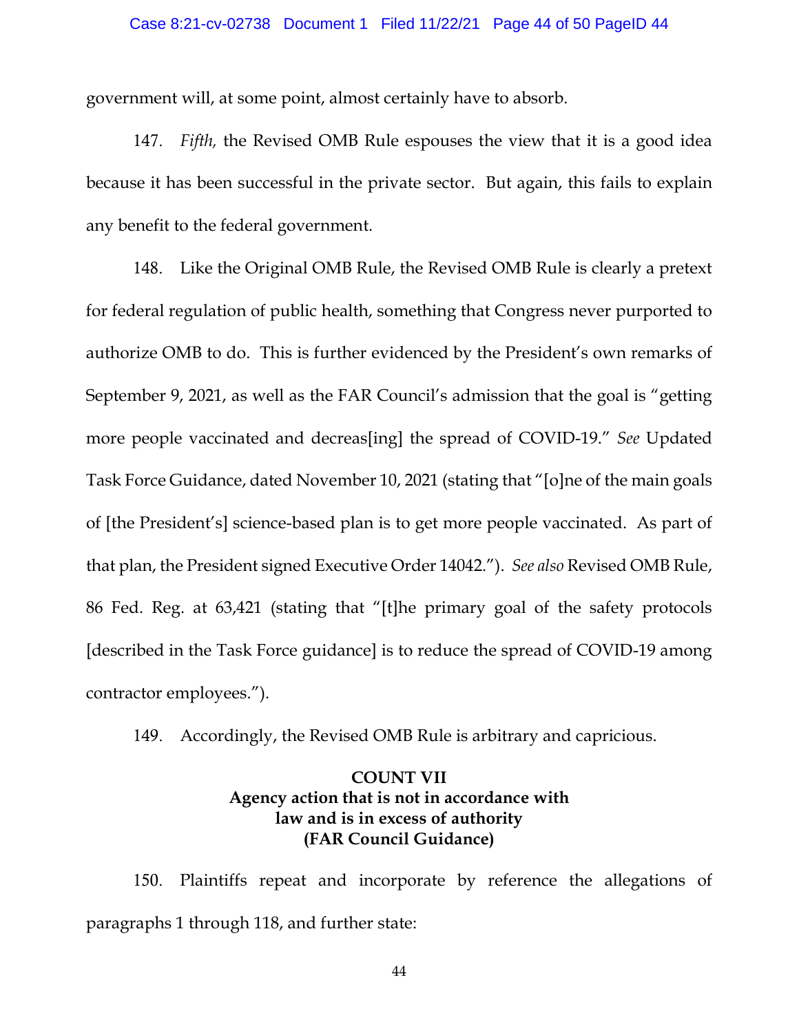government will, at some point, almost certainly have to absorb.

147. *Fifth*, the Revised OMB Rule espouses the view that it is a good idea because it has been successful in the private sector. But again, this fails to explain any benefit to the federal government.

148. Like the Original OMB Rule, the Revised OMB Rule is clearly a pretext for federal regulation of public health, something that Congress never purported to authorize OMB to do. This is further evidenced by the President's own remarks of September 9, 2021, as well as the FAR Council's admission that the goal is "getting more people vaccinated and decreas[ing] the spread of COVID-19." *See* Updated Task Force Guidance, dated November 10, 2021 (stating that "[o]ne of the main goals of [the President's] science-based plan is to get more people vaccinated. As part of that plan, the President signed Executive Order 14042."). *See also* Revised OMB Rule, 86 Fed. Reg. at 63,421 (stating that "[t]he primary goal of the safety protocols [described in the Task Force guidance] is to reduce the spread of COVID-19 among contractor employees.").

149. Accordingly, the Revised OMB Rule is arbitrary and capricious.

**COUNT VII**
**Agency action that is not in accordance with law and is in excess of authority**
**(FAR Council Guidance)**

150. Plaintiffs repeat and incorporate by reference the allegations of paragraphs 1 through 118, and further state: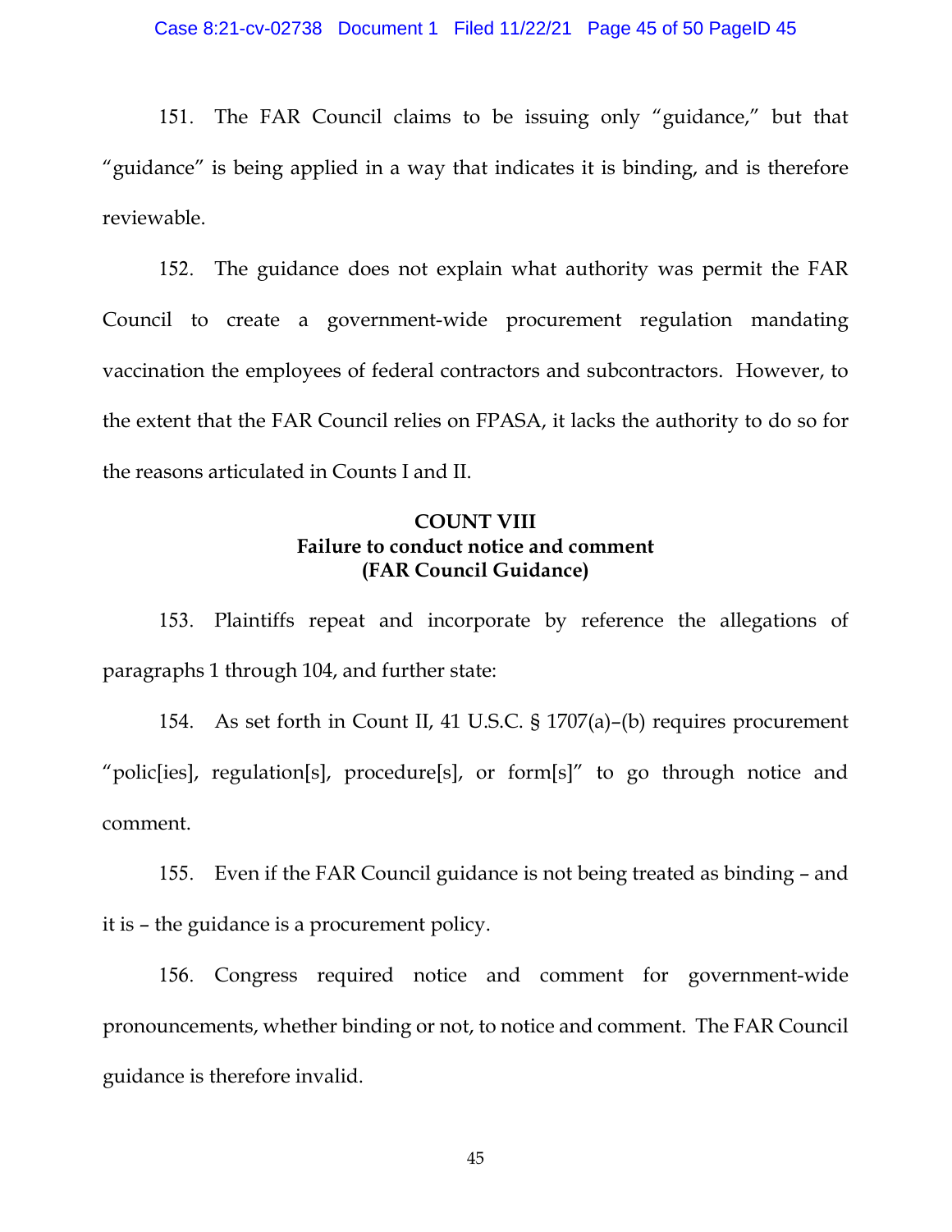151. The FAR Council claims to be issuing only "guidance," but that "guidance" is being applied in a way that indicates it is binding, and is therefore reviewable.

152. The guidance does not explain what authority was permit the FAR Council to create a government-wide procurement regulation mandating vaccination the employees of federal contractors and subcontractors. However, to the extent that the FAR Council relies on FPASA, it lacks the authority to do so for the reasons articulated in Counts I and II.

**COUNT VIII**
**Failure to conduct notice and comment**
**(FAR Council Guidance)**

153. Plaintiffs repeat and incorporate by reference the allegations of paragraphs 1 through 104, and further state:

154. As set forth in Count II, 41 U.S.C. § 1707(a)–(b) requires procurement "polic[ies], regulation[s], procedure[s], or form[s]" to go through notice and comment.

155. Even if the FAR Council guidance is not being treated as binding – and it is – the guidance is a procurement policy.

156. Congress required notice and comment for government-wide pronouncements, whether binding or not, to notice and comment. The FAR Council guidance is therefore invalid.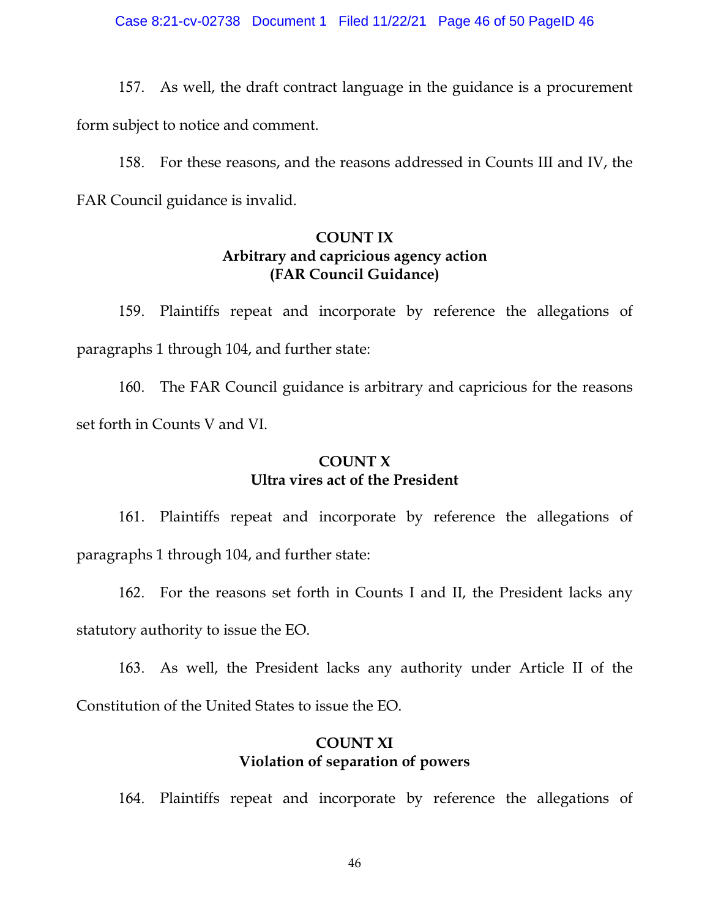157. As well, the draft contract language in the guidance is a procurement form subject to notice and comment.

158. For these reasons, and the reasons addressed in Counts III and IV, the FAR Council guidance is invalid.

**COUNT IX**
**Arbitrary and capricious agency action**
**(FAR Council Guidance)**

159. Plaintiffs repeat and incorporate by reference the allegations of paragraphs 1 through 104, and further state:

160. The FAR Council guidance is arbitrary and capricious for the reasons set forth in Counts V and VI.

**COUNT X**
**Ultra vires act of the President**

161. Plaintiffs repeat and incorporate by reference the allegations of paragraphs 1 through 104, and further state:

162. For the reasons set forth in Counts I and II, the President lacks any statutory authority to issue the EO.

163. As well, the President lacks any authority under Article II of the Constitution of the United States to issue the EO.

**COUNT XI**
**Violation of separation of powers**

164. Plaintiffs repeat and incorporate by reference the allegations of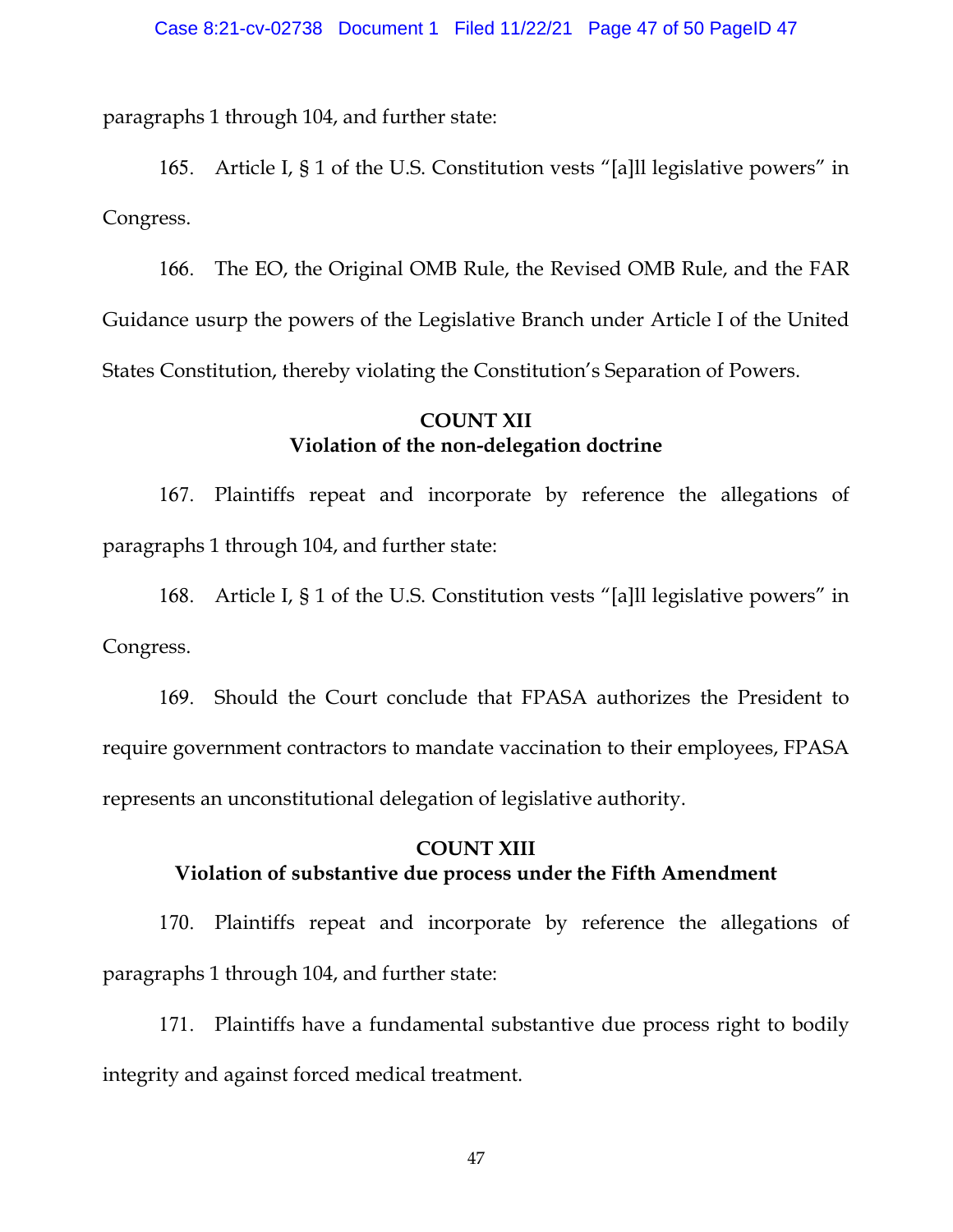paragraphs 1 through 104, and further state:

165. Article I, § 1 of the U.S. Constitution vests "[a]ll legislative powers" in Congress.

166. The EO, the Original OMB Rule, the Revised OMB Rule, and the FAR Guidance usurp the powers of the Legislative Branch under Article I of the United States Constitution, thereby violating the Constitution's Separation of Powers.

## COUNT XII
## Violation of the non-delegation doctrine

167. Plaintiffs repeat and incorporate by reference the allegations of paragraphs 1 through 104, and further state:

168. Article I, § 1 of the U.S. Constitution vests "[a]ll legislative powers" in Congress.

169. Should the Court conclude that FPASA authorizes the President to require government contractors to mandate vaccination to their employees, FPASA represents an unconstitutional delegation of legislative authority.

## COUNT XIII
## Violation of substantive due process under the Fifth Amendment

170. Plaintiffs repeat and incorporate by reference the allegations of paragraphs 1 through 104, and further state:

171. Plaintiffs have a fundamental substantive due process right to bodily integrity and against forced medical treatment.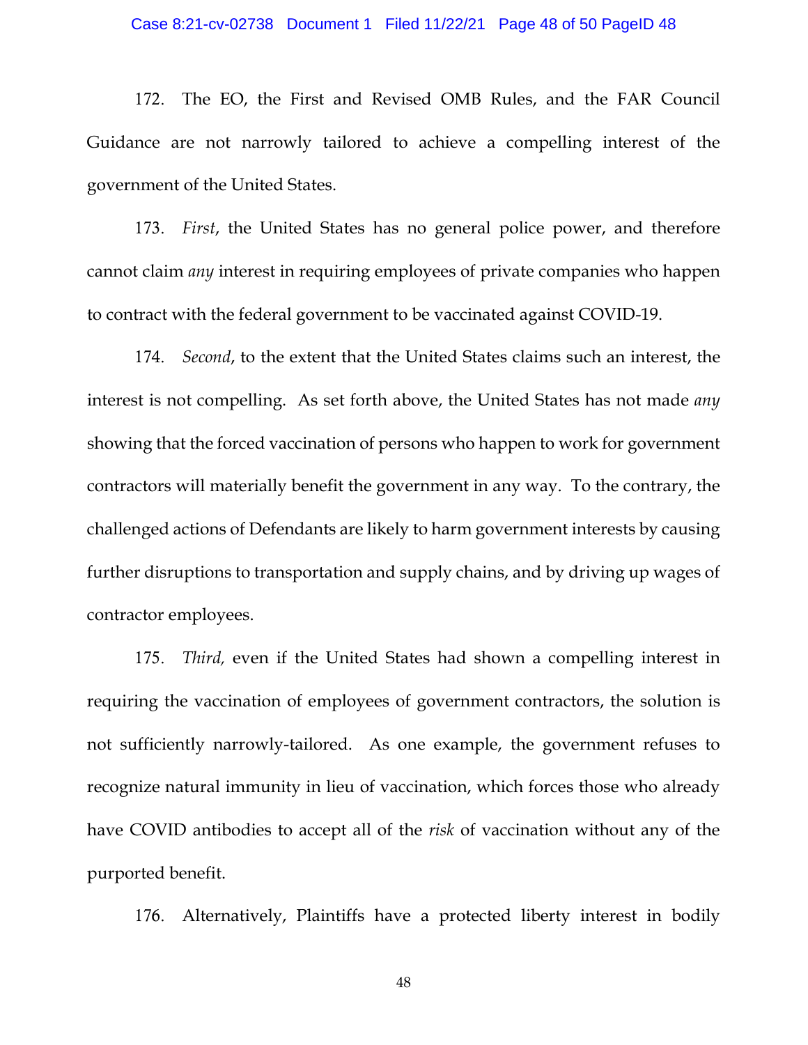172. The EO, the First and Revised OMB Rules, and the FAR Council Guidance are not narrowly tailored to achieve a compelling interest of the government of the United States.

173. *First*, the United States has no general police power, and therefore cannot claim *any* interest in requiring employees of private companies who happen to contract with the federal government to be vaccinated against COVID-19.

174. *Second*, to the extent that the United States claims such an interest, the interest is not compelling. As set forth above, the United States has not made *any* showing that the forced vaccination of persons who happen to work for government contractors will materially benefit the government in any way. To the contrary, the challenged actions of Defendants are likely to harm government interests by causing further disruptions to transportation and supply chains, and by driving up wages of contractor employees.

175. *Third,* even if the United States had shown a compelling interest in requiring the vaccination of employees of government contractors, the solution is not sufficiently narrowly-tailored. As one example, the government refuses to recognize natural immunity in lieu of vaccination, which forces those who already have COVID antibodies to accept all of the *risk* of vaccination without any of the purported benefit.

176. Alternatively, Plaintiffs have a protected liberty interest in bodily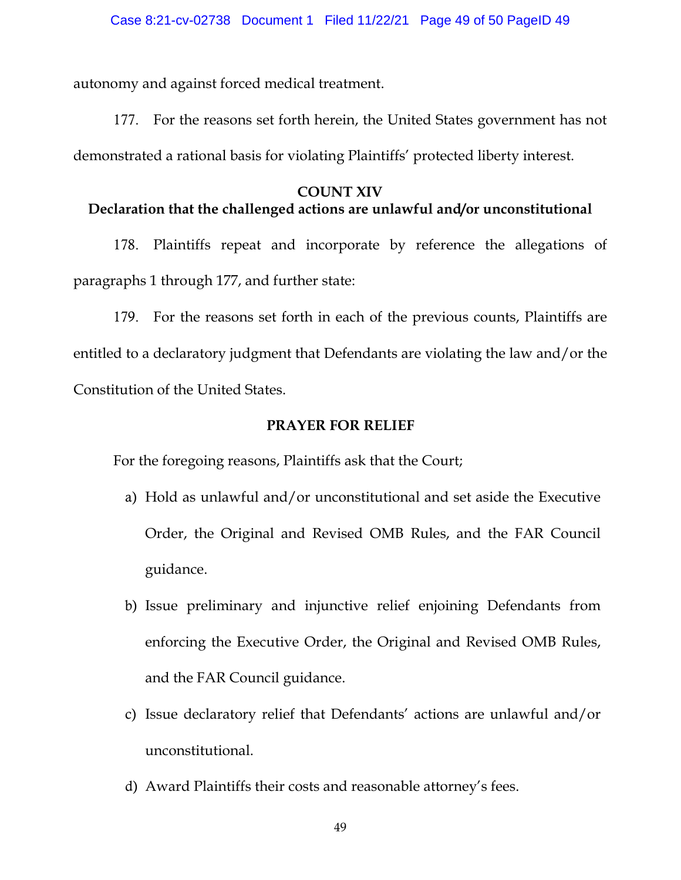autonomy and against forced medical treatment.

177. For the reasons set forth herein, the United States government has not demonstrated a rational basis for violating Plaintiffs' protected liberty interest.

**COUNT XIV**
**Declaration that the challenged actions are unlawful and/or unconstitutional**

178. Plaintiffs repeat and incorporate by reference the allegations of paragraphs 1 through 177, and further state:

179. For the reasons set forth in each of the previous counts, Plaintiffs are entitled to a declaratory judgment that Defendants are violating the law and/or the Constitution of the United States.

**PRAYER FOR RELIEF**

For the foregoing reasons, Plaintiffs ask that the Court;

a) Hold as unlawful and/or unconstitutional and set aside the Executive Order, the Original and Revised OMB Rules, and the FAR Council guidance.

b) Issue preliminary and injunctive relief enjoining Defendants from enforcing the Executive Order, the Original and Revised OMB Rules, and the FAR Council guidance.

c) Issue declaratory relief that Defendants' actions are unlawful and/or unconstitutional.

d) Award Plaintiffs their costs and reasonable attorney's fees.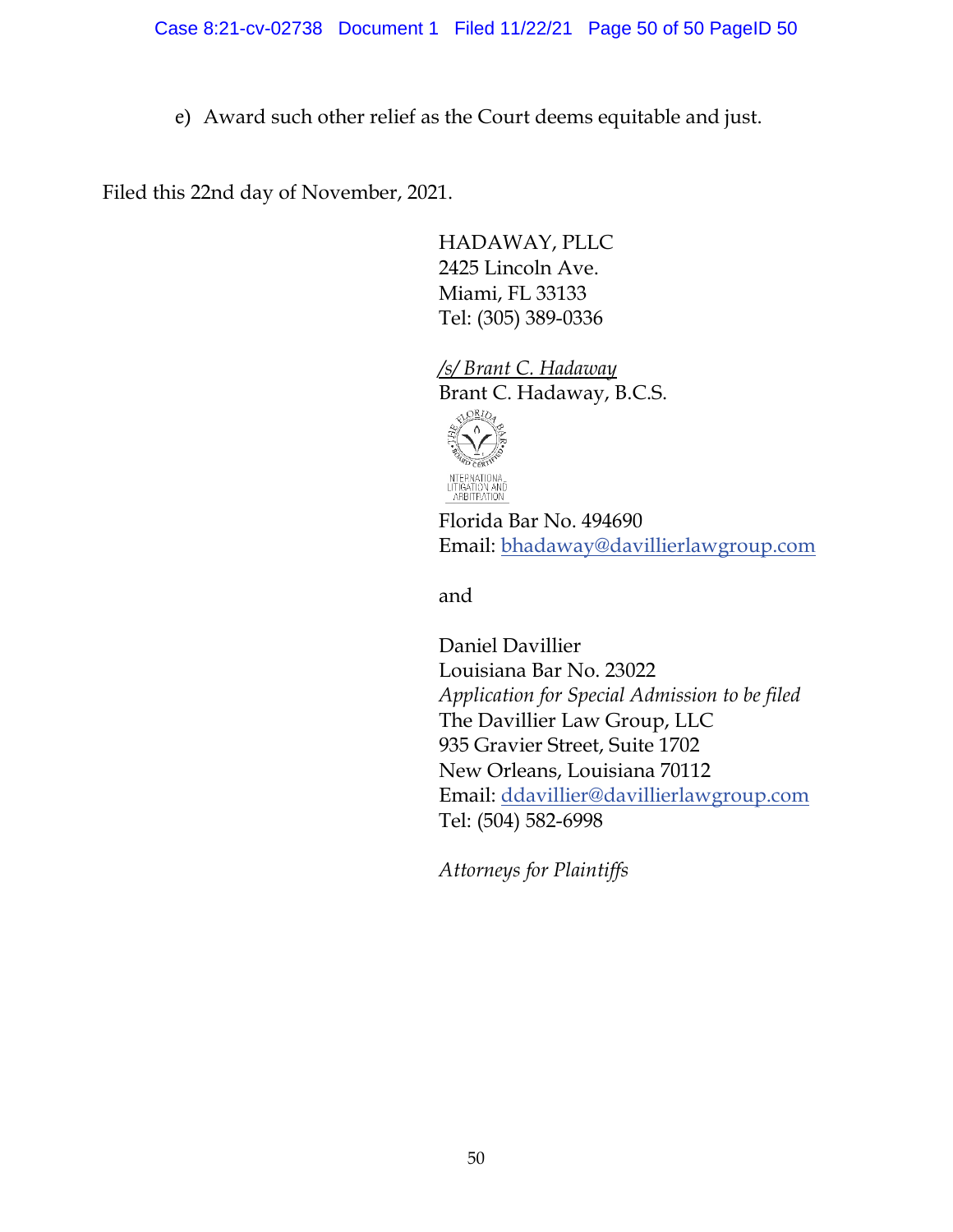e) Award such other relief as the Court deems equitable and just.

Filed this 22nd day of November, 2021.

HADAWAY, PLLC
2425 Lincoln Ave.
Miami, FL 33133
Tel: (305) 389-0336

*/s/ Brant C. Hadaway*
Brant C. Hadaway, B.C.S.

THE FLORIDA BAR BOARD CERTIFIED
INTERNATIONAL LITIGATION AND ARBITRATION

Florida Bar No. 494690
Email: bhadaway@davillierlawgroup.com

and

Daniel Davillier
Louisiana Bar No. 23022
*Application for Special Admission to be filed*
The Davillier Law Group, LLC
935 Gravier Street, Suite 1702
New Orleans, Louisiana 70112
Email: ddavillier@davillierlawgroup.com
Tel: (504) 582-6998

*Attorneys for Plaintiffs*